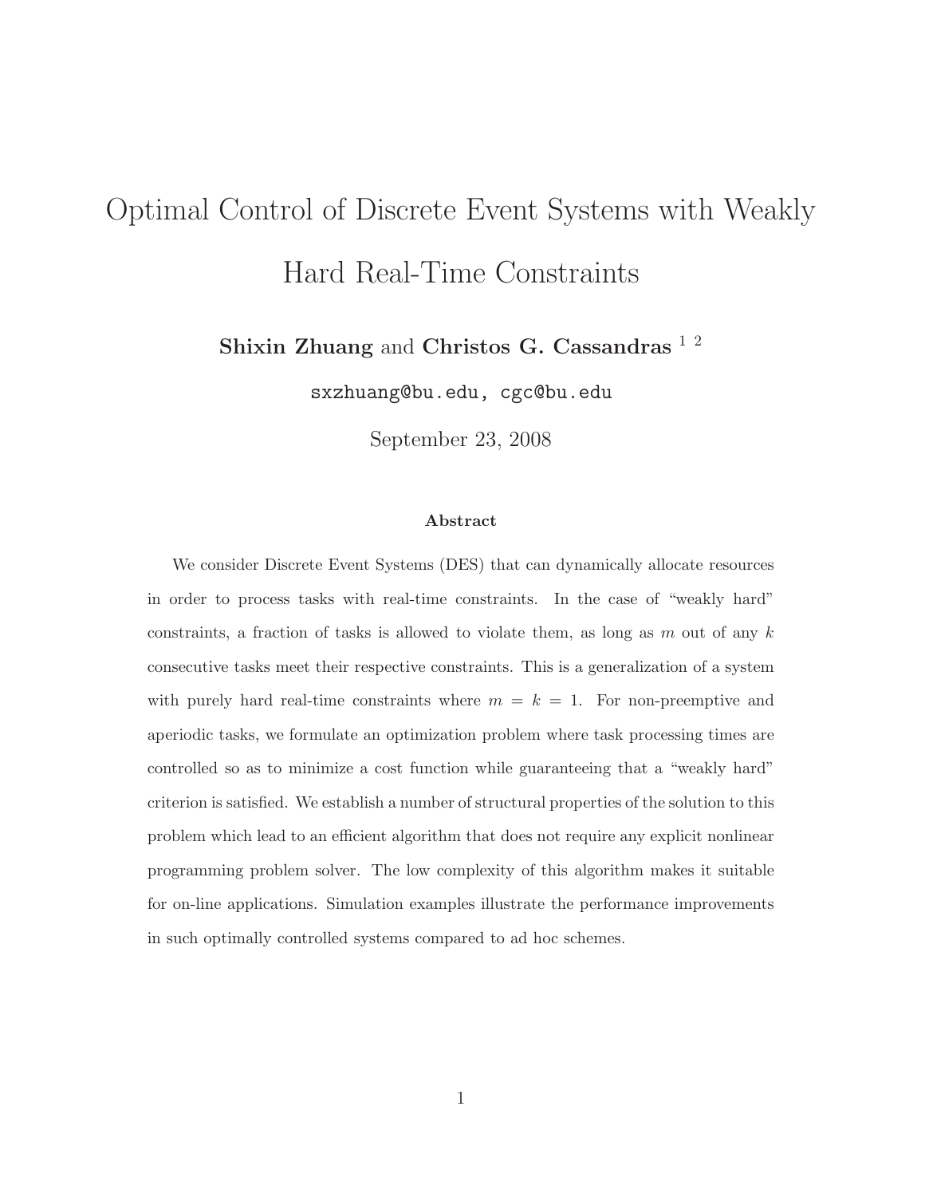# Optimal Control of Discrete Event Systems with Weakly Hard Real-Time Constraints

**Shixin Zhuang** and **Christos G. Cassandras** [1 2]

sxzhuang@bu.edu, cgc@bu.edu

September 23, 2008

### Abstract

We consider Discrete Event Systems (DES) that can dynamically allocate resources in order to process tasks with real-time constraints. In the case of "weakly hard" constraints, a fraction of tasks is allowed to violate them, as long as $m$ out of any $k$ consecutive tasks meet their respective constraints. This is a generalization of a system with purely hard real-time constraints where $m = k = 1$. For non-preemptive and aperiodic tasks, we formulate an optimization problem where task processing times are controlled so as to minimize a cost function while guaranteeing that a "weakly hard" criterion is satisfied. We establish a number of structural properties of the solution to this problem which lead to an efficient algorithm that does not require any explicit nonlinear programming problem solver. The low complexity of this algorithm makes it suitable for on-line applications. Simulation examples illustrate the performance improvements in such optimally controlled systems compared to ad hoc schemes.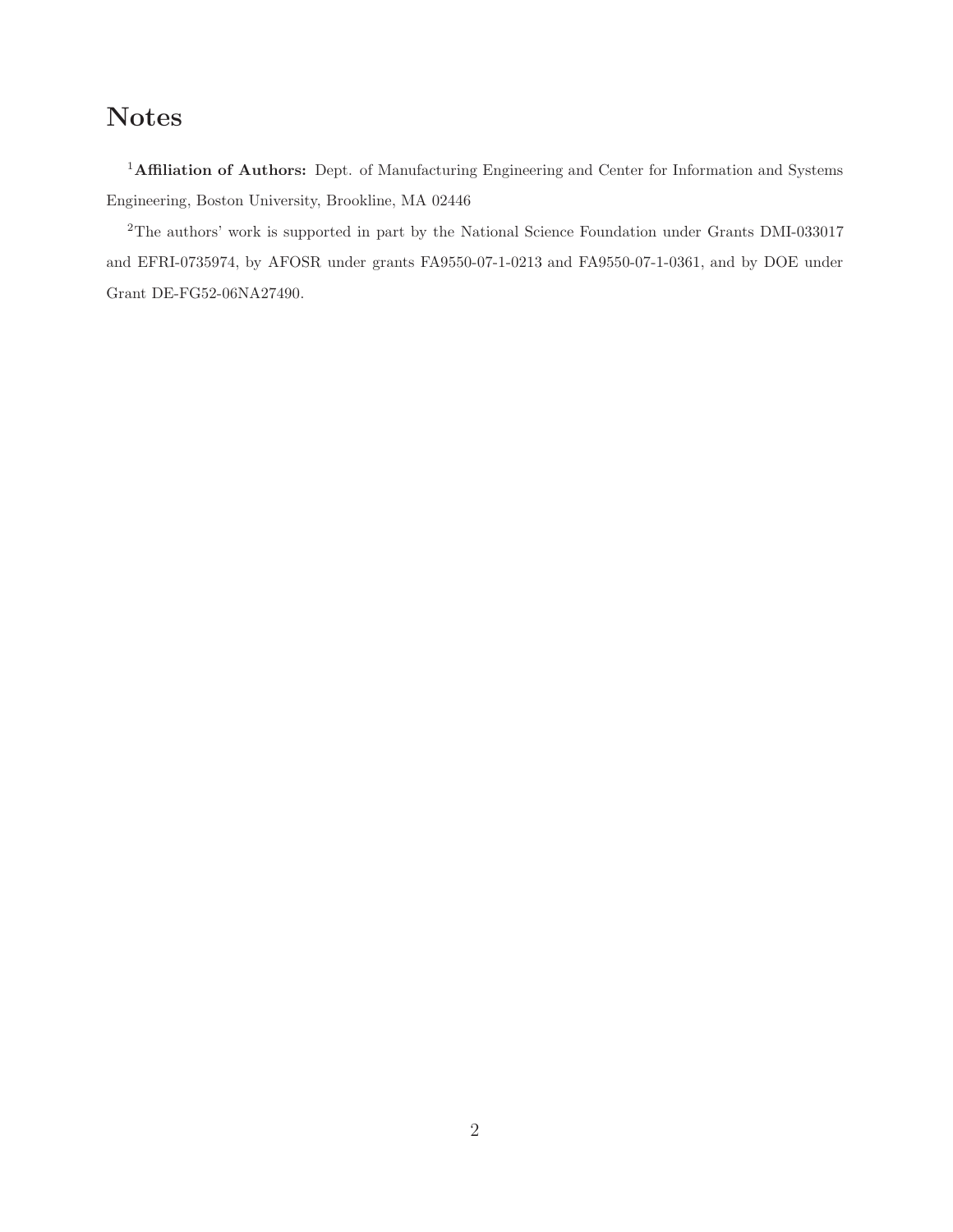# Notes

[1]**Affiliation of Authors:** Dept. of Manufacturing Engineering and Center for Information and Systems Engineering, Boston University, Brookline, MA 02446

[2]The authors' work is supported in part by the National Science Foundation under Grants DMI-033017 and EFRI-0735974, by AFOSR under grants FA9550-07-1-0213 and FA9550-07-1-0361, and by DOE under Grant DE-FG52-06NA27490.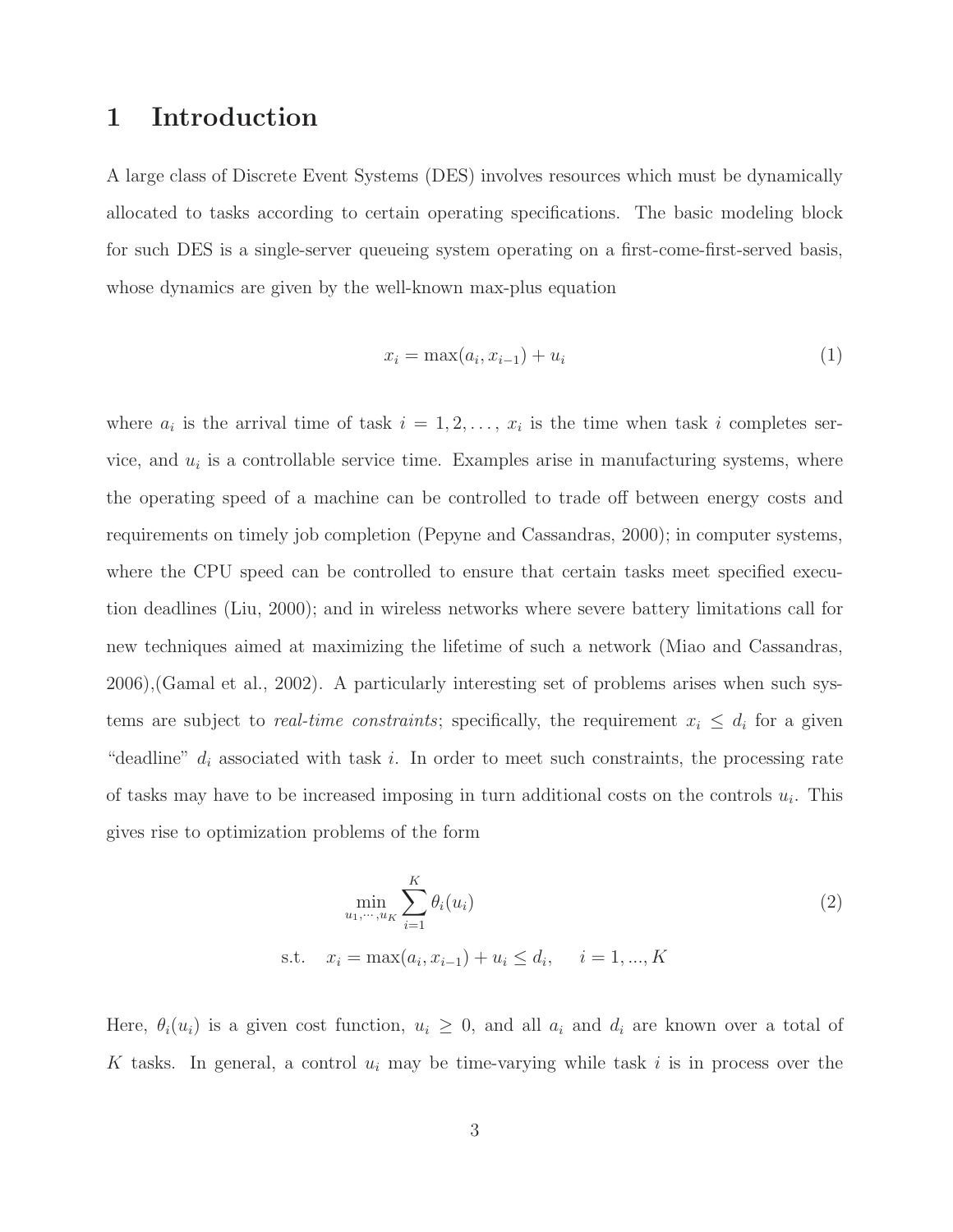# 1 Introduction

A large class of Discrete Event Systems (DES) involves resources which must be dynamically allocated to tasks according to certain operating specifications. The basic modeling block for such DES is a single-server queueing system operating on a first-come-first-served basis, whose dynamics are given by the well-known max-plus equation

$$x_i = \max(a_i, x_{i-1}) + u_i \tag{1}$$

where $a_i$ is the arrival time of task $i = 1, 2, \ldots,$ $x_i$ is the time when task $i$ completes service, and $u_i$ is a controllable service time. Examples arise in manufacturing systems, where the operating speed of a machine can be controlled to trade off between energy costs and requirements on timely job completion (Pepyne and Cassandras, 2000); in computer systems, where the CPU speed can be controlled to ensure that certain tasks meet specified execution deadlines (Liu, 2000); and in wireless networks where severe battery limitations call for new techniques aimed at maximizing the lifetime of such a network (Miao and Cassandras, 2006),(Gamal et al., 2002). A particularly interesting set of problems arises when such systems are subject to *real-time constraints*; specifically, the requirement $x_i \leq d_i$ for a given "deadline" $d_i$ associated with task $i$. In order to meet such constraints, the processing rate of tasks may have to be increased imposing in turn additional costs on the controls $u_i$. This gives rise to optimization problems of the form

$$\min_{u_1,\cdots,u_K} \sum_{i=1}^{K} \theta_i(u_i) \tag{2}$$

$$\text{s.t.} \quad x_i = \max(a_i, x_{i-1}) + u_i \leq d_i, \quad i = 1, ..., K$$

Here, $\theta_i(u_i)$ is a given cost function, $u_i \geq 0$, and all $a_i$ and $d_i$ are known over a total of $K$ tasks. In general, a control $u_i$ may be time-varying while task $i$ is in process over the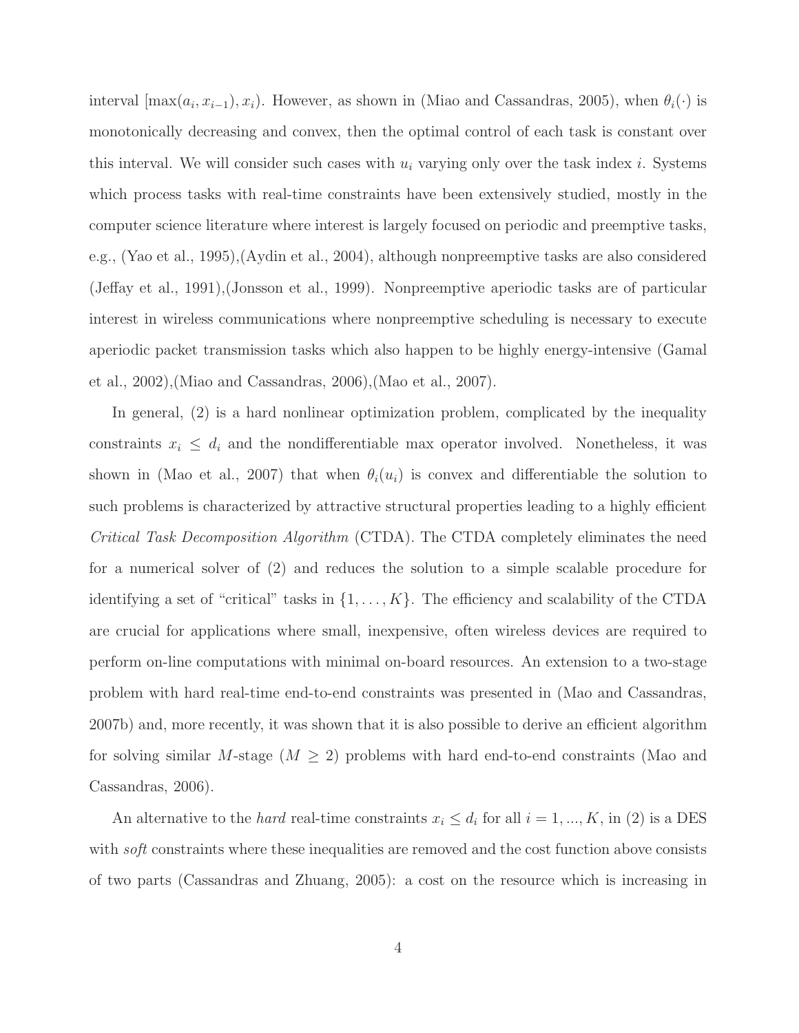interval $[\max(a_i, x_{i-1}), x_i)$. However, as shown in (Miao and Cassandras, 2005), when $\theta_i(\cdot)$ is monotonically decreasing and convex, then the optimal control of each task is constant over this interval. We will consider such cases with $u_i$ varying only over the task index $i$. Systems which process tasks with real-time constraints have been extensively studied, mostly in the computer science literature where interest is largely focused on periodic and preemptive tasks, e.g., (Yao et al., 1995),(Aydin et al., 2004), although nonpreemptive tasks are also considered (Jeffay et al., 1991),(Jonsson et al., 1999). Nonpreemptive aperiodic tasks are of particular interest in wireless communications where nonpreemptive scheduling is necessary to execute aperiodic packet transmission tasks which also happen to be highly energy-intensive (Gamal et al., 2002),(Miao and Cassandras, 2006),(Mao et al., 2007).

In general, (2) is a hard nonlinear optimization problem, complicated by the inequality constraints $x_i \leq d_i$ and the nondifferentiable max operator involved. Nonetheless, it was shown in (Mao et al., 2007) that when $\theta_i(u_i)$ is convex and differentiable the solution to such problems is characterized by attractive structural properties leading to a highly efficient *Critical Task Decomposition Algorithm* (CTDA). The CTDA completely eliminates the need for a numerical solver of (2) and reduces the solution to a simple scalable procedure for identifying a set of "critical" tasks in $\{1, \ldots, K\}$. The efficiency and scalability of the CTDA are crucial for applications where small, inexpensive, often wireless devices are required to perform on-line computations with minimal on-board resources. An extension to a two-stage problem with hard real-time end-to-end constraints was presented in (Mao and Cassandras, 2007b) and, more recently, it was shown that it is also possible to derive an efficient algorithm for solving similar $M$-stage ($M \geq 2$) problems with hard end-to-end constraints (Mao and Cassandras, 2006).

An alternative to the *hard* real-time constraints $x_i \leq d_i$ for all $i = 1, ..., K$, in (2) is a DES with *soft* constraints where these inequalities are removed and the cost function above consists of two parts (Cassandras and Zhuang, 2005): a cost on the resource which is increasing in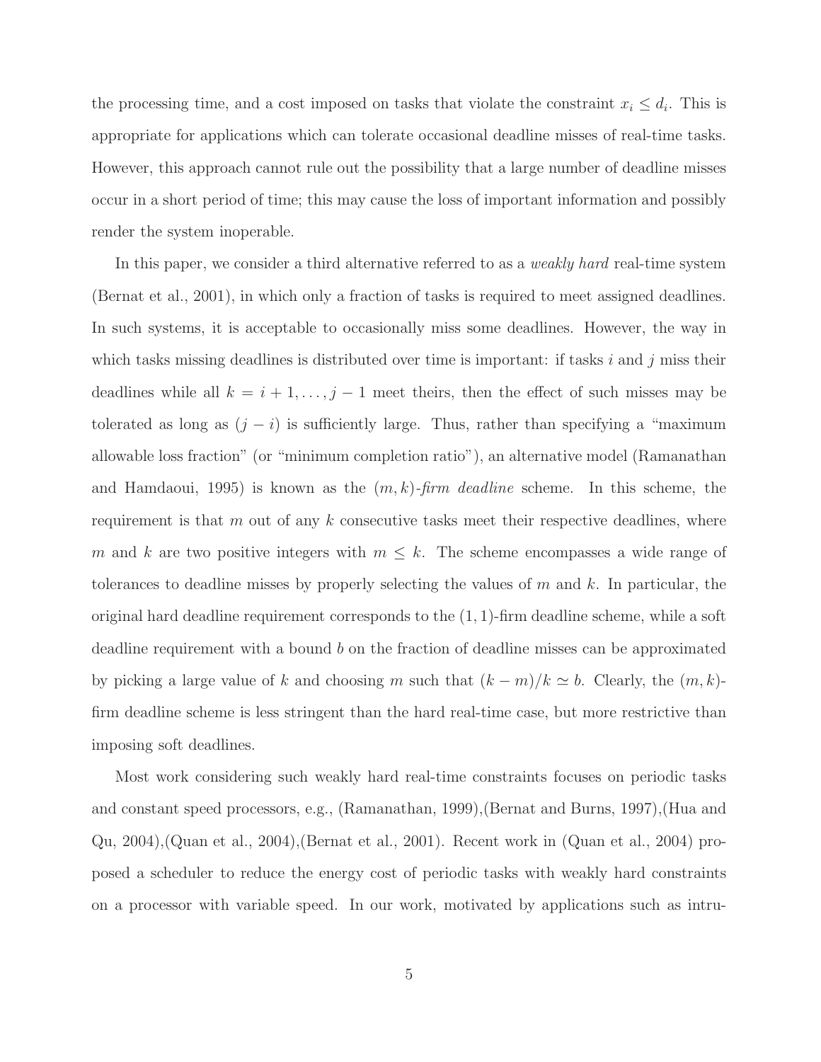the processing time, and a cost imposed on tasks that violate the constraint $x_i \leq d_i$. This is appropriate for applications which can tolerate occasional deadline misses of real-time tasks. However, this approach cannot rule out the possibility that a large number of deadline misses occur in a short period of time; this may cause the loss of important information and possibly render the system inoperable.

In this paper, we consider a third alternative referred to as a *weakly hard* real-time system (Bernat et al., 2001), in which only a fraction of tasks is required to meet assigned deadlines. In such systems, it is acceptable to occasionally miss some deadlines. However, the way in which tasks missing deadlines is distributed over time is important: if tasks $i$ and $j$ miss their deadlines while all $k = i+1, \ldots, j-1$ meet theirs, then the effect of such misses may be tolerated as long as $(j-i)$ is sufficiently large. Thus, rather than specifying a "maximum allowable loss fraction" (or "minimum completion ratio"), an alternative model (Ramanathan and Hamdaoui, 1995) is known as the $(m,k)$-*firm deadline* scheme. In this scheme, the requirement is that $m$ out of any $k$ consecutive tasks meet their respective deadlines, where $m$ and $k$ are two positive integers with $m \leq k$. The scheme encompasses a wide range of tolerances to deadline misses by properly selecting the values of $m$ and $k$. In particular, the original hard deadline requirement corresponds to the $(1,1)$-firm deadline scheme, while a soft deadline requirement with a bound $b$ on the fraction of deadline misses can be approximated by picking a large value of $k$ and choosing $m$ such that $(k-m)/k \simeq b$. Clearly, the $(m,k)$-firm deadline scheme is less stringent than the hard real-time case, but more restrictive than imposing soft deadlines.

Most work considering such weakly hard real-time constraints focuses on periodic tasks and constant speed processors, e.g., (Ramanathan, 1999),(Bernat and Burns, 1997),(Hua and Qu, 2004),(Quan et al., 2004),(Bernat et al., 2001). Recent work in (Quan et al., 2004) proposed a scheduler to reduce the energy cost of periodic tasks with weakly hard constraints on a processor with variable speed. In our work, motivated by applications such as intru-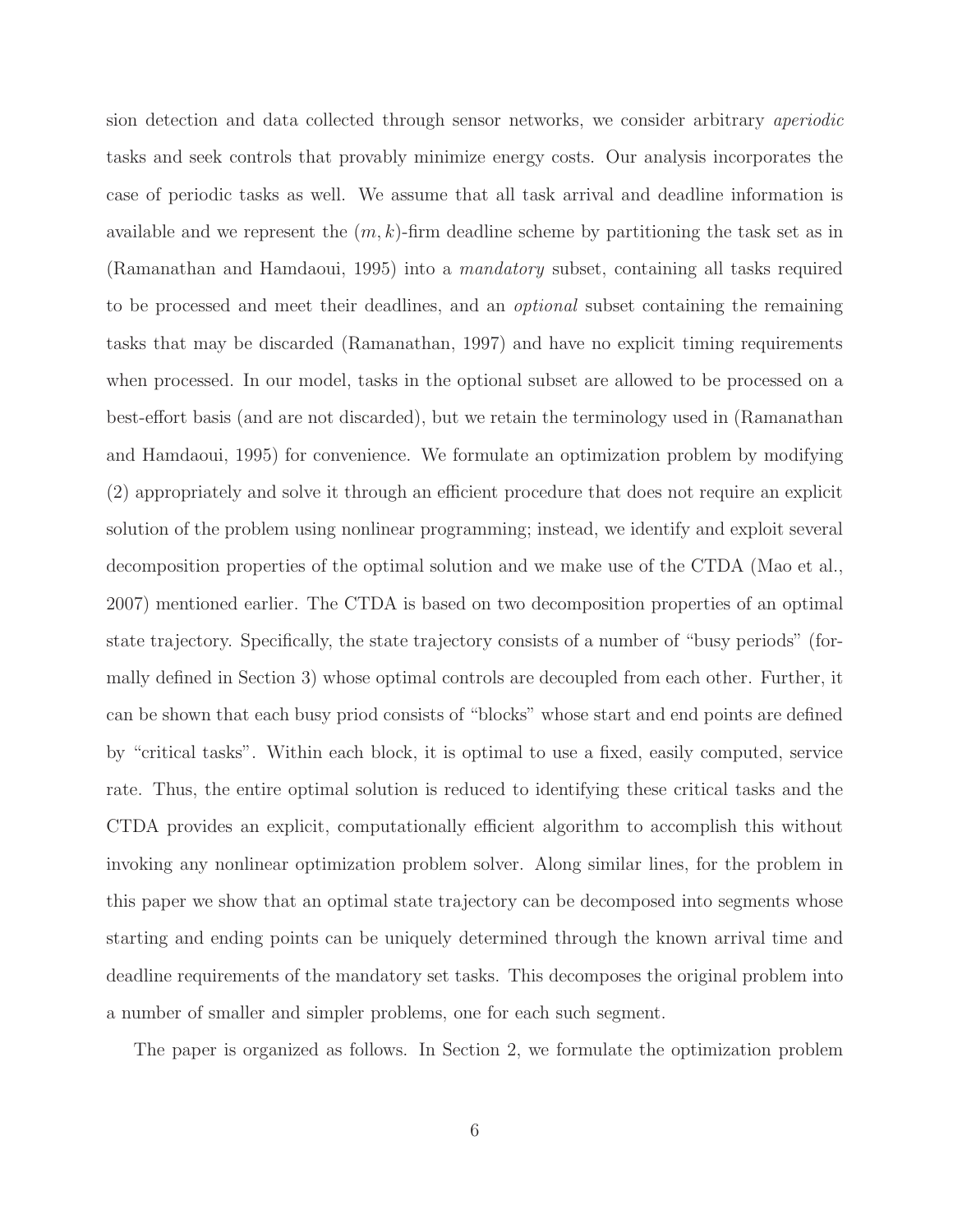sion detection and data collected through sensor networks, we consider arbitrary *aperiodic* tasks and seek controls that provably minimize energy costs. Our analysis incorporates the case of periodic tasks as well. We assume that all task arrival and deadline information is available and we represent the $(m, k)$-firm deadline scheme by partitioning the task set as in (Ramanathan and Hamdaoui, 1995) into a *mandatory* subset, containing all tasks required to be processed and meet their deadlines, and an *optional* subset containing the remaining tasks that may be discarded (Ramanathan, 1997) and have no explicit timing requirements when processed. In our model, tasks in the optional subset are allowed to be processed on a best-effort basis (and are not discarded), but we retain the terminology used in (Ramanathan and Hamdaoui, 1995) for convenience. We formulate an optimization problem by modifying (2) appropriately and solve it through an efficient procedure that does not require an explicit solution of the problem using nonlinear programming; instead, we identify and exploit several decomposition properties of the optimal solution and we make use of the CTDA (Mao et al., 2007) mentioned earlier. The CTDA is based on two decomposition properties of an optimal state trajectory. Specifically, the state trajectory consists of a number of "busy periods" (formally defined in Section 3) whose optimal controls are decoupled from each other. Further, it can be shown that each busy priod consists of "blocks" whose start and end points are defined by "critical tasks". Within each block, it is optimal to use a fixed, easily computed, service rate. Thus, the entire optimal solution is reduced to identifying these critical tasks and the CTDA provides an explicit, computationally efficient algorithm to accomplish this without invoking any nonlinear optimization problem solver. Along similar lines, for the problem in this paper we show that an optimal state trajectory can be decomposed into segments whose starting and ending points can be uniquely determined through the known arrival time and deadline requirements of the mandatory set tasks. This decomposes the original problem into a number of smaller and simpler problems, one for each such segment.

The paper is organized as follows. In Section 2, we formulate the optimization problem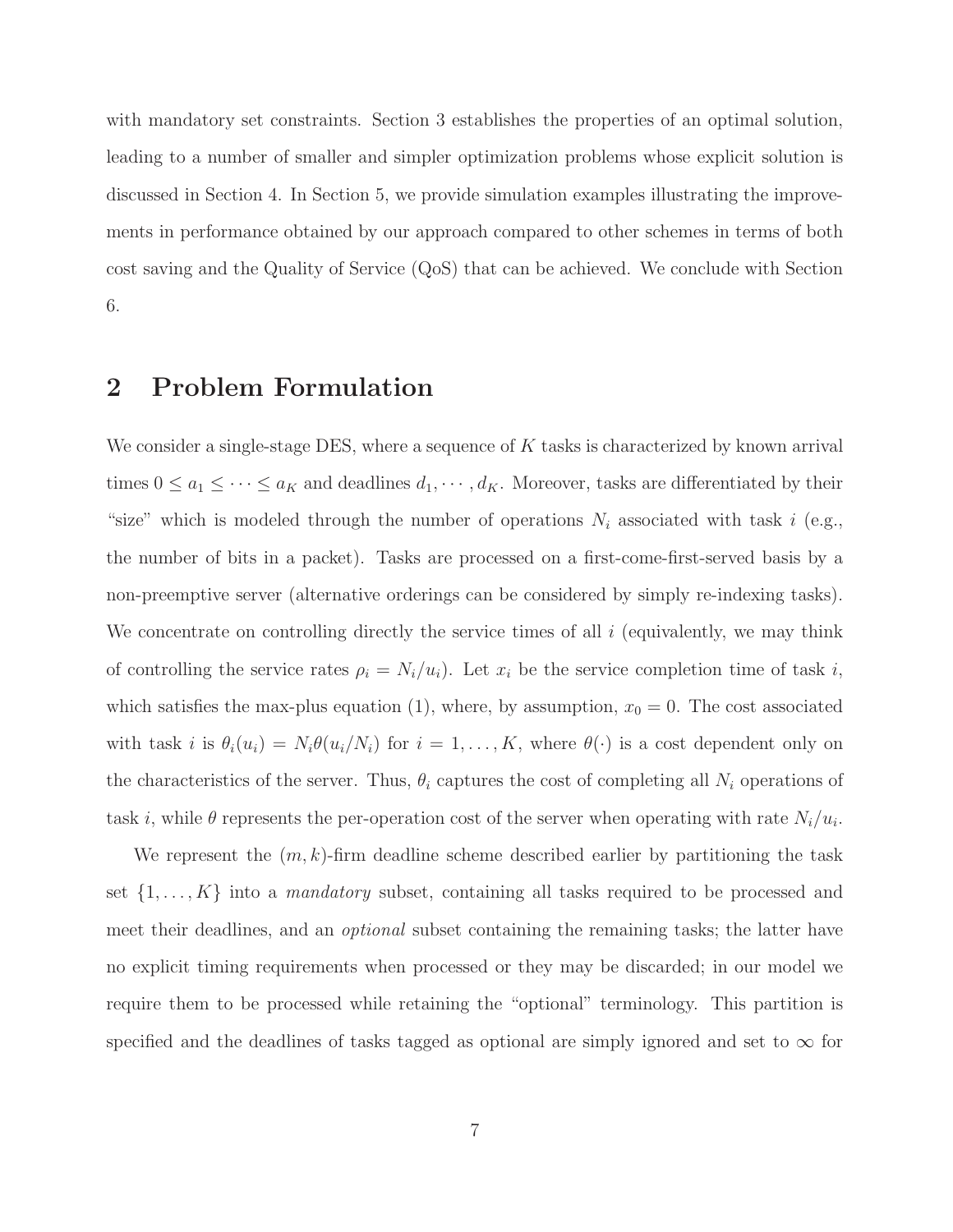with mandatory set constraints. Section 3 establishes the properties of an optimal solution, leading to a number of smaller and simpler optimization problems whose explicit solution is discussed in Section 4. In Section 5, we provide simulation examples illustrating the improvements in performance obtained by our approach compared to other schemes in terms of both cost saving and the Quality of Service (QoS) that can be achieved. We conclude with Section 6.

## 2 Problem Formulation

We consider a single-stage DES, where a sequence of $K$ tasks is characterized by known arrival times $0 \leq a_1 \leq \cdots \leq a_K$ and deadlines $d_1, \cdots, d_K$. Moreover, tasks are differentiated by their "size" which is modeled through the number of operations $N_i$ associated with task $i$ (e.g., the number of bits in a packet). Tasks are processed on a first-come-first-served basis by a non-preemptive server (alternative orderings can be considered by simply re-indexing tasks). We concentrate on controlling directly the service times of all $i$ (equivalently, we may think of controlling the service rates $\rho_i = N_i/u_i$). Let $x_i$ be the service completion time of task $i$, which satisfies the max-plus equation (1), where, by assumption, $x_0 = 0$. The cost associated with task $i$ is $\theta_i(u_i) = N_i\theta(u_i/N_i)$ for $i = 1, \ldots, K$, where $\theta(\cdot)$ is a cost dependent only on the characteristics of the server. Thus, $\theta_i$ captures the cost of completing all $N_i$ operations of task $i$, while $\theta$ represents the per-operation cost of the server when operating with rate $N_i/u_i$.

We represent the $(m, k)$-firm deadline scheme described earlier by partitioning the task set $\{1, \ldots, K\}$ into a *mandatory* subset, containing all tasks required to be processed and meet their deadlines, and an *optional* subset containing the remaining tasks; the latter have no explicit timing requirements when processed or they may be discarded; in our model we require them to be processed while retaining the "optional" terminology. This partition is specified and the deadlines of tasks tagged as optional are simply ignored and set to $\infty$ for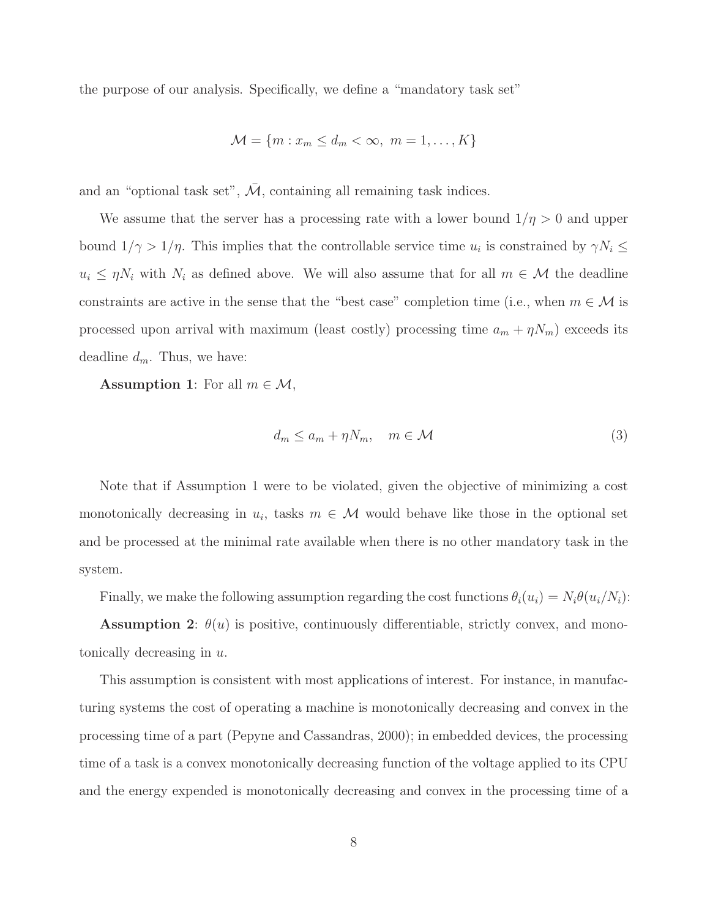the purpose of our analysis. Specifically, we define a "mandatory task set"

$$\mathcal{M} = \{m : x_m \leq d_m < \infty,\ m = 1, \ldots, K\}$$

and an "optional task set", $\bar{\mathcal{M}}$, containing all remaining task indices.

We assume that the server has a processing rate with a lower bound $1/\eta > 0$ and upper bound $1/\gamma > 1/\eta$. This implies that the controllable service time $u_i$ is constrained by $\gamma N_i \leq u_i \leq \eta N_i$ with $N_i$ as defined above. We will also assume that for all $m \in \mathcal{M}$ the deadline constraints are active in the sense that the "best case" completion time (i.e., when $m \in \mathcal{M}$ is processed upon arrival with maximum (least costly) processing time $a_m + \eta N_m$) exceeds its deadline $d_m$. Thus, we have:

**Assumption 1**: For all $m \in \mathcal{M}$,

$$d_m \leq a_m + \eta N_m, \quad m \in \mathcal{M} \tag{3}$$

Note that if Assumption 1 were to be violated, given the objective of minimizing a cost monotonically decreasing in $u_i$, tasks $m \in \mathcal{M}$ would behave like those in the optional set and be processed at the minimal rate available when there is no other mandatory task in the system.

Finally, we make the following assumption regarding the cost functions $\theta_i(u_i) = N_i \theta(u_i/N_i)$:

**Assumption 2**: $\theta(u)$ is positive, continuously differentiable, strictly convex, and monotonically decreasing in $u$.

This assumption is consistent with most applications of interest. For instance, in manufacturing systems the cost of operating a machine is monotonically decreasing and convex in the processing time of a part (Pepyne and Cassandras, 2000); in embedded devices, the processing time of a task is a convex monotonically decreasing function of the voltage applied to its CPU and the energy expended is monotonically decreasing and convex in the processing time of a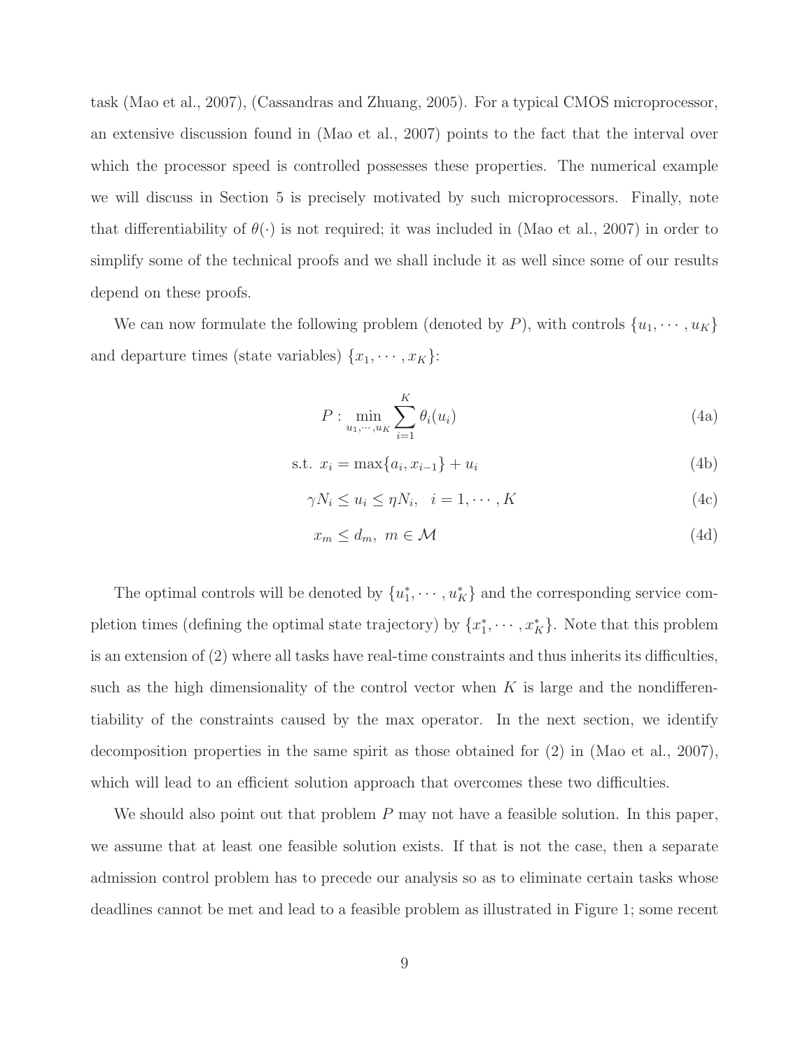task (Mao et al., 2007), (Cassandras and Zhuang, 2005). For a typical CMOS microprocessor, an extensive discussion found in (Mao et al., 2007) points to the fact that the interval over which the processor speed is controlled possesses these properties. The numerical example we will discuss in Section 5 is precisely motivated by such microprocessors. Finally, note that differentiability of $\theta(\cdot)$ is not required; it was included in (Mao et al., 2007) in order to simplify some of the technical proofs and we shall include it as well since some of our results depend on these proofs.

We can now formulate the following problem (denoted by $P$), with controls $\{u_1, \cdots, u_K\}$ and departure times (state variables) $\{x_1, \cdots, x_K\}$:

$$P : \min_{u_1,\cdots,u_K} \sum_{i=1}^{K} \theta_i(u_i) \tag{4a}$$

$$\text{s.t. } x_i = \max\{a_i, x_{i-1}\} + u_i \tag{4b}$$

$$\gamma N_i \leq u_i \leq \eta N_i, \quad i = 1, \cdots, K \tag{4c}$$

$$x_m \leq d_m, \; m \in \mathcal{M} \tag{4d}$$

The optimal controls will be denoted by $\{u_1^*, \cdots, u_K^*\}$ and the corresponding service completion times (defining the optimal state trajectory) by $\{x_1^*, \cdots, x_K^*\}$. Note that this problem is an extension of (2) where all tasks have real-time constraints and thus inherits its difficulties, such as the high dimensionality of the control vector when $K$ is large and the nondifferentiability of the constraints caused by the max operator. In the next section, we identify decomposition properties in the same spirit as those obtained for (2) in (Mao et al., 2007), which will lead to an efficient solution approach that overcomes these two difficulties.

We should also point out that problem $P$ may not have a feasible solution. In this paper, we assume that at least one feasible solution exists. If that is not the case, then a separate admission control problem has to precede our analysis so as to eliminate certain tasks whose deadlines cannot be met and lead to a feasible problem as illustrated in Figure 1; some recent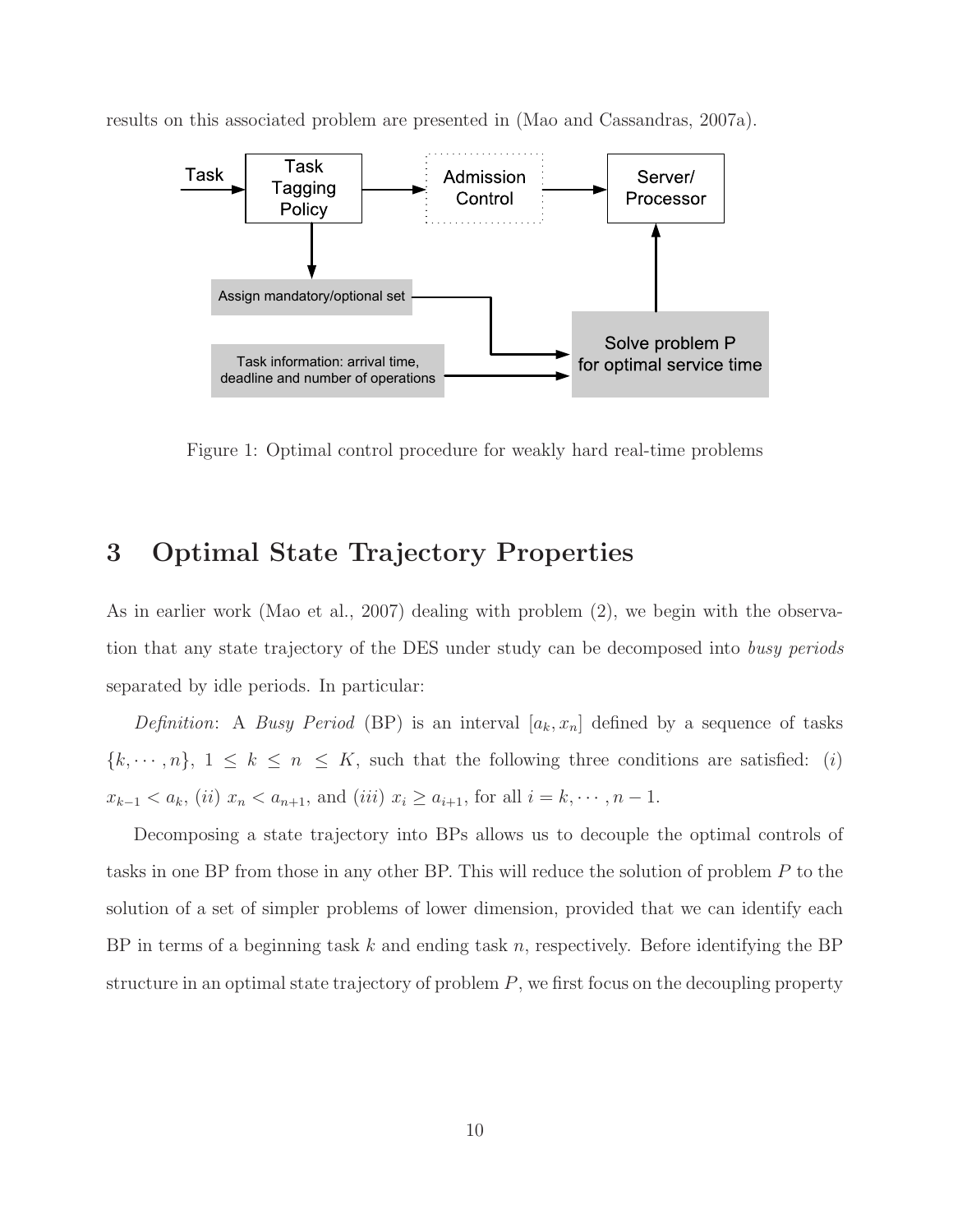results on this associated problem are presented in (Mao and Cassandras, 2007a).

Figure 1: Optimal control procedure for weakly hard real-time problems

## 3 Optimal State Trajectory Properties

As in earlier work (Mao et al., 2007) dealing with problem (2), we begin with the observation that any state trajectory of the DES under study can be decomposed into *busy periods* separated by idle periods. In particular:

*Definition*: A *Busy Period* (BP) is an interval $[a_k, x_n]$ defined by a sequence of tasks $\{k, \cdots, n\}$, $1 \leq k \leq n \leq K$, such that the following three conditions are satisfied: $(i)$ $x_{k-1} < a_k$, $(ii)$ $x_n < a_{n+1}$, and $(iii)$ $x_i \geq a_{i+1}$, for all $i = k, \cdots, n-1$.

Decomposing a state trajectory into BPs allows us to decouple the optimal controls of tasks in one BP from those in any other BP. This will reduce the solution of problem $P$ to the solution of a set of simpler problems of lower dimension, provided that we can identify each BP in terms of a beginning task $k$ and ending task $n$, respectively. Before identifying the BP structure in an optimal state trajectory of problem $P$, we first focus on the decoupling property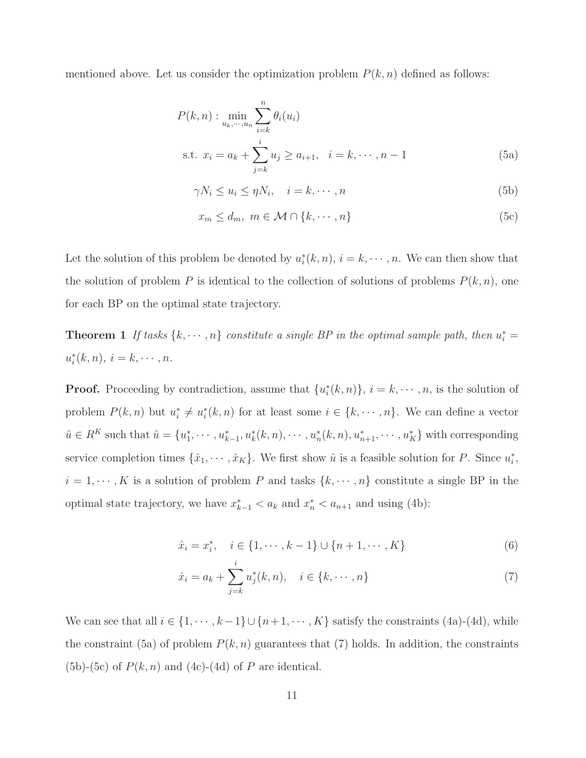mentioned above. Let us consider the optimization problem $P(k, n)$ defined as follows:

$$P(k,n): \min_{u_k,\cdots,u_n} \sum_{i=k}^{n} \theta_i(u_i)$$

$$\text{s.t. } x_i = a_k + \sum_{j=k}^{i} u_j \geq a_{i+1}, \quad i = k, \cdots, n-1 \tag{5a}$$

$$\gamma N_i \leq u_i \leq \eta N_i, \quad i = k, \cdots, n \tag{5b}$$

$$x_m \leq d_m, \ m \in \mathcal{M} \cap \{k, \cdots, n\} \tag{5c}$$

Let the solution of this problem be denoted by $u_i^*(k, n)$, $i = k, \cdots, n$. We can then show that the solution of problem $P$ is identical to the collection of solutions of problems $P(k, n)$, one for each BP on the optimal state trajectory.

**Theorem 1** *If tasks $\{k, \cdots, n\}$ constitute a single BP in the optimal sample path, then $u_i^* = u_i^*(k, n)$, $i = k, \cdots, n$.*

**Proof.** Proceeding by contradiction, assume that $\{u_i^*(k, n)\}$, $i = k, \cdots, n$, is the solution of problem $P(k, n)$ but $u_i^* \neq u_i^*(k, n)$ for at least some $i \in \{k, \cdots, n\}$. We can define a vector $\hat{u} \in R^K$ such that $\hat{u} = \{u_1^*, \cdots, u_{k-1}^*, u_k^*(k, n), \cdots, u_n^*(k, n), u_{n+1}^*, \cdots, u_K^*\}$ with corresponding service completion times $\{\hat{x}_1, \cdots, \hat{x}_K\}$. We first show $\hat{u}$ is a feasible solution for $P$. Since $u_i^*$, $i = 1, \cdots, K$ is a solution of problem $P$ and tasks $\{k, \cdots, n\}$ constitute a single BP in the optimal state trajectory, we have $x_{k-1}^* < a_k$ and $x_n^* < a_{n+1}$ and using (4b):

$$\hat{x}_i = x_i^*, \quad i \in \{1, \cdots, k-1\} \cup \{n+1, \cdots, K\} \tag{6}$$

$$\hat{x}_i = a_k + \sum_{j=k}^{i} u_j^*(k, n), \quad i \in \{k, \cdots, n\} \tag{7}$$

We can see that all $i \in \{1, \cdots, k-1\} \cup \{n+1, \cdots, K\}$ satisfy the constraints (4a)-(4d), while the constraint (5a) of problem $P(k, n)$ guarantees that (7) holds. In addition, the constraints (5b)-(5c) of $P(k, n)$ and (4c)-(4d) of $P$ are identical.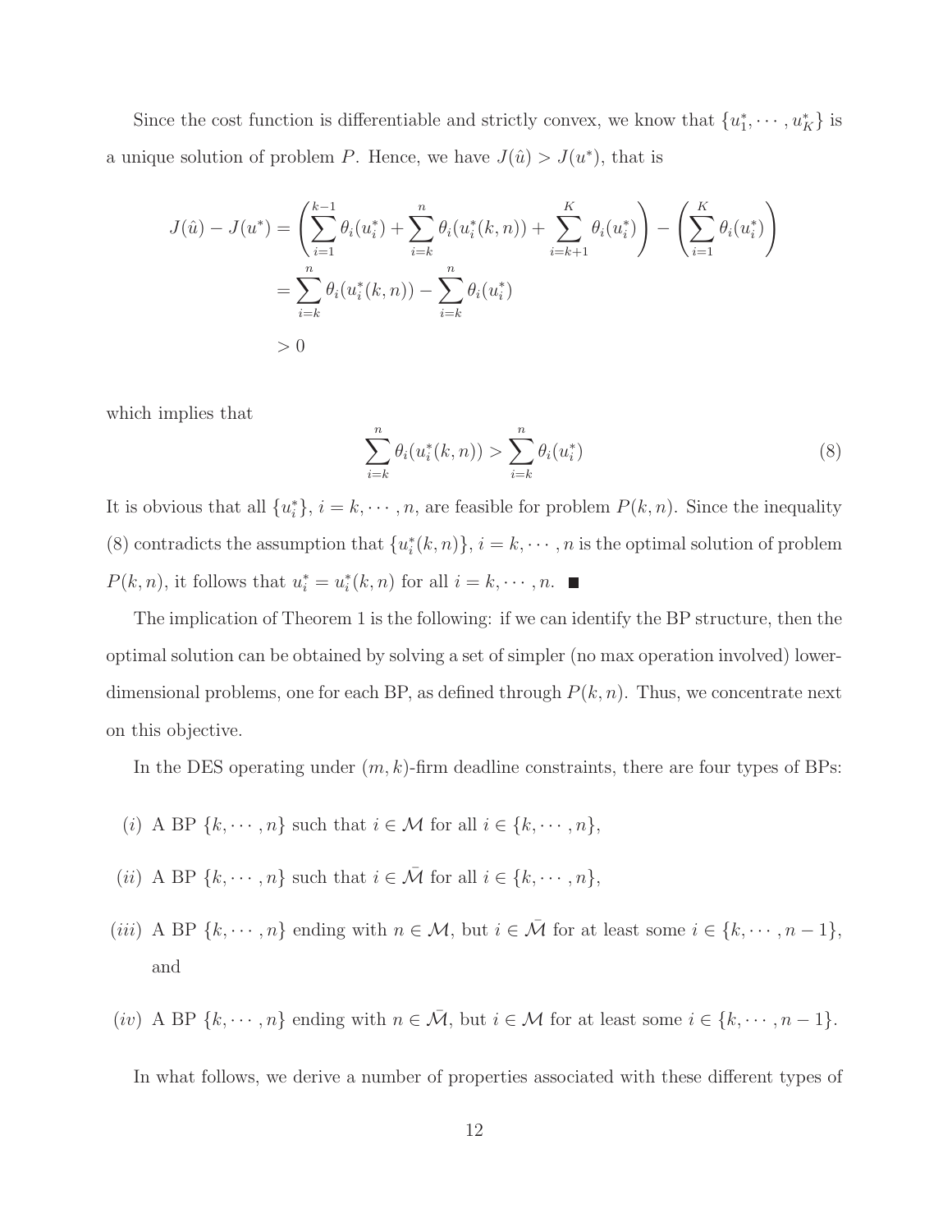Since the cost function is differentiable and strictly convex, we know that $\{u_1^*, \cdots, u_K^*\}$ is a unique solution of problem $P$. Hence, we have $J(\hat{u}) > J(u^*)$, that is

$$
\begin{aligned}
J(\hat{u}) - J(u^*) &= \left( \sum_{i=1}^{k-1} \theta_i(u_i^*) + \sum_{i=k}^{n} \theta_i(u_i^*(k,n)) + \sum_{i=k+1}^{K} \theta_i(u_i^*) \right) - \left( \sum_{i=1}^{K} \theta_i(u_i^*) \right) \\
&= \sum_{i=k}^{n} \theta_i(u_i^*(k,n)) - \sum_{i=k}^{n} \theta_i(u_i^*) \\
&> 0
\end{aligned}
$$

which implies that

$$
\sum_{i=k}^{n} \theta_i(u_i^*(k,n)) > \sum_{i=k}^{n} \theta_i(u_i^*) \tag{8}
$$

It is obvious that all $\{u_i^*\}$, $i = k, \cdots, n$, are feasible for problem $P(k,n)$. Since the inequality (8) contradicts the assumption that $\{u_i^*(k,n)\}$, $i = k, \cdots, n$ is the optimal solution of problem $P(k,n)$, it follows that $u_i^* = u_i^*(k,n)$ for all $i = k, \cdots, n$. ■

The implication of Theorem 1 is the following: if we can identify the BP structure, then the optimal solution can be obtained by solving a set of simpler (no max operation involved) lower-dimensional problems, one for each BP, as defined through $P(k,n)$. Thus, we concentrate next on this objective.

In the DES operating under $(m,k)$-firm deadline constraints, there are four types of BPs:

- $(i)$ A BP $\{k, \cdots, n\}$ such that $i \in \mathcal{M}$ for all $i \in \{k, \cdots, n\}$,
- $(ii)$ A BP $\{k, \cdots, n\}$ such that $i \in \bar{\mathcal{M}}$ for all $i \in \{k, \cdots, n\}$,
- $(iii)$ A BP $\{k, \cdots, n\}$ ending with $n \in \mathcal{M}$, but $i \in \bar{\mathcal{M}}$ for at least some $i \in \{k, \cdots, n-1\}$, and
- $(iv)$ A BP $\{k, \cdots, n\}$ ending with $n \in \bar{\mathcal{M}}$, but $i \in \mathcal{M}$ for at least some $i \in \{k, \cdots, n-1\}$.

In what follows, we derive a number of properties associated with these different types of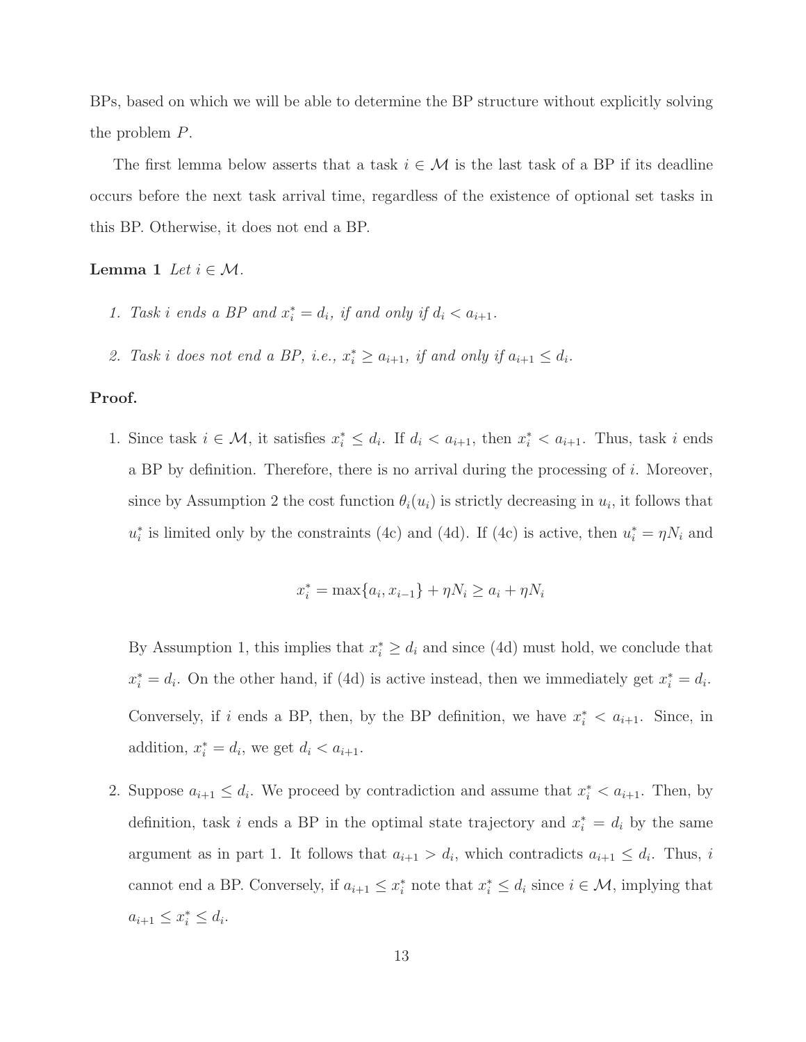BPs, based on which we will be able to determine the BP structure without explicitly solving the problem $P$.

The first lemma below asserts that a task $i \in \mathcal{M}$ is the last task of a BP if its deadline occurs before the next task arrival time, regardless of the existence of optional set tasks in this BP. Otherwise, it does not end a BP.

**Lemma 1** *Let $i \in \mathcal{M}$.*

1. *Task $i$ ends a BP and $x_i^* = d_i$, if and only if $d_i < a_{i+1}$.*
2. *Task $i$ does not end a BP, i.e., $x_i^* \geq a_{i+1}$, if and only if $a_{i+1} \leq d_i$.*

**Proof.**

1. Since task $i \in \mathcal{M}$, it satisfies $x_i^* \leq d_i$. If $d_i < a_{i+1}$, then $x_i^* < a_{i+1}$. Thus, task $i$ ends a BP by definition. Therefore, there is no arrival during the processing of $i$. Moreover, since by Assumption 2 the cost function $\theta_i(u_i)$ is strictly decreasing in $u_i$, it follows that $u_i^*$ is limited only by the constraints (4c) and (4d). If (4c) is active, then $u_i^* = \eta N_i$ and

$$x_i^* = \max\{a_i, x_{i-1}\} + \eta N_i \geq a_i + \eta N_i$$

   By Assumption 1, this implies that $x_i^* \geq d_i$ and since (4d) must hold, we conclude that $x_i^* = d_i$. On the other hand, if (4d) is active instead, then we immediately get $x_i^* = d_i$. Conversely, if $i$ ends a BP, then, by the BP definition, we have $x_i^* < a_{i+1}$. Since, in addition, $x_i^* = d_i$, we get $d_i < a_{i+1}$.

2. Suppose $a_{i+1} \leq d_i$. We proceed by contradiction and assume that $x_i^* < a_{i+1}$. Then, by definition, task $i$ ends a BP in the optimal state trajectory and $x_i^* = d_i$ by the same argument as in part 1. It follows that $a_{i+1} > d_i$, which contradicts $a_{i+1} \leq d_i$. Thus, $i$ cannot end a BP. Conversely, if $a_{i+1} \leq x_i^*$ note that $x_i^* \leq d_i$ since $i \in \mathcal{M}$, implying that $a_{i+1} \leq x_i^* \leq d_i$.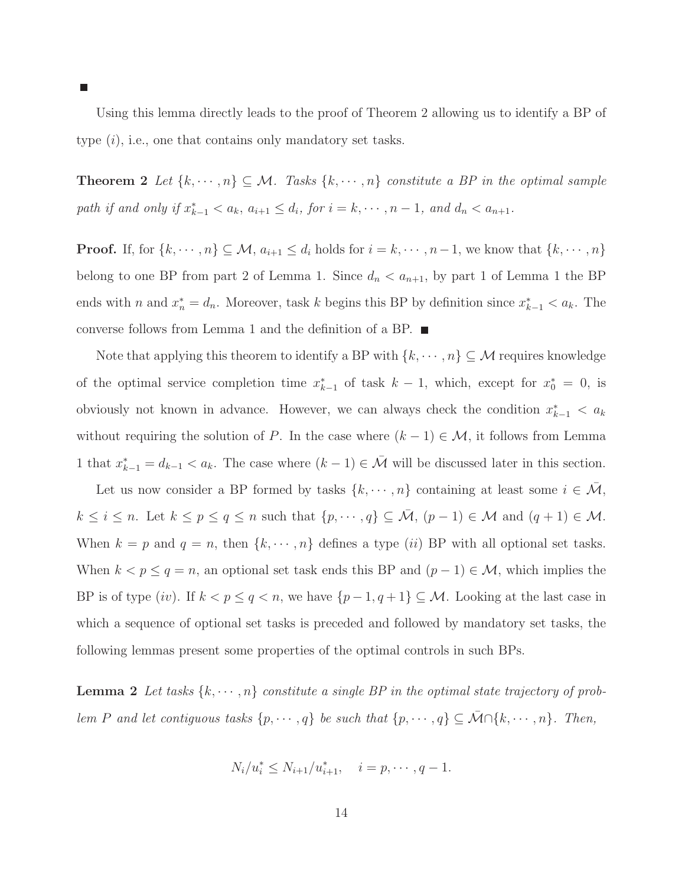■

Using this lemma directly leads to the proof of Theorem 2 allowing us to identify a BP of type $(i)$, i.e., one that contains only mandatory set tasks.

**Theorem 2** *Let $\{k, \cdots, n\} \subseteq \mathcal{M}$. Tasks $\{k, \cdots, n\}$ constitute a BP in the optimal sample path if and only if $x^*_{k-1} < a_k$, $a_{i+1} \leq d_i$, for $i = k, \cdots, n-1$, and $d_n < a_{n+1}$.*

**Proof.** If, for $\{k, \cdots, n\} \subseteq \mathcal{M}$, $a_{i+1} \leq d_i$ holds for $i = k, \cdots, n-1$, we know that $\{k, \cdots, n\}$ belong to one BP from part 2 of Lemma 1. Since $d_n < a_{n+1}$, by part 1 of Lemma 1 the BP ends with $n$ and $x^*_n = d_n$. Moreover, task $k$ begins this BP by definition since $x^*_{k-1} < a_k$. The converse follows from Lemma 1 and the definition of a BP. ■

Note that applying this theorem to identify a BP with $\{k, \cdots, n\} \subseteq \mathcal{M}$ requires knowledge of the optimal service completion time $x^*_{k-1}$ of task $k-1$, which, except for $x^*_0 = 0$, is obviously not known in advance. However, we can always check the condition $x^*_{k-1} < a_k$ without requiring the solution of $P$. In the case where $(k-1) \in \mathcal{M}$, it follows from Lemma 1 that $x^*_{k-1} = d_{k-1} < a_k$. The case where $(k-1) \in \bar{\mathcal{M}}$ will be discussed later in this section.

Let us now consider a BP formed by tasks $\{k, \cdots, n\}$ containing at least some $i \in \bar{\mathcal{M}}$, $k \leq i \leq n$. Let $k \leq p \leq q \leq n$ such that $\{p, \cdots, q\} \subseteq \bar{\mathcal{M}}$, $(p-1) \in \mathcal{M}$ and $(q+1) \in \mathcal{M}$. When $k = p$ and $q = n$, then $\{k, \cdots, n\}$ defines a type $(ii)$ BP with all optional set tasks. When $k < p \leq q = n$, an optional set task ends this BP and $(p-1) \in \mathcal{M}$, which implies the BP is of type $(iv)$. If $k < p \leq q < n$, we have $\{p-1, q+1\} \subseteq \mathcal{M}$. Looking at the last case in which a sequence of optional set tasks is preceded and followed by mandatory set tasks, the following lemmas present some properties of the optimal controls in such BPs.

**Lemma 2** *Let tasks $\{k, \cdots, n\}$ constitute a single BP in the optimal state trajectory of problem $P$ and let contiguous tasks $\{p, \cdots, q\}$ be such that $\{p, \cdots, q\} \subseteq \bar{\mathcal{M}} \cap \{k, \cdots, n\}$. Then,*

$$N_i/u^*_i \leq N_{i+1}/u^*_{i+1}, \quad i = p, \cdots, q-1.$$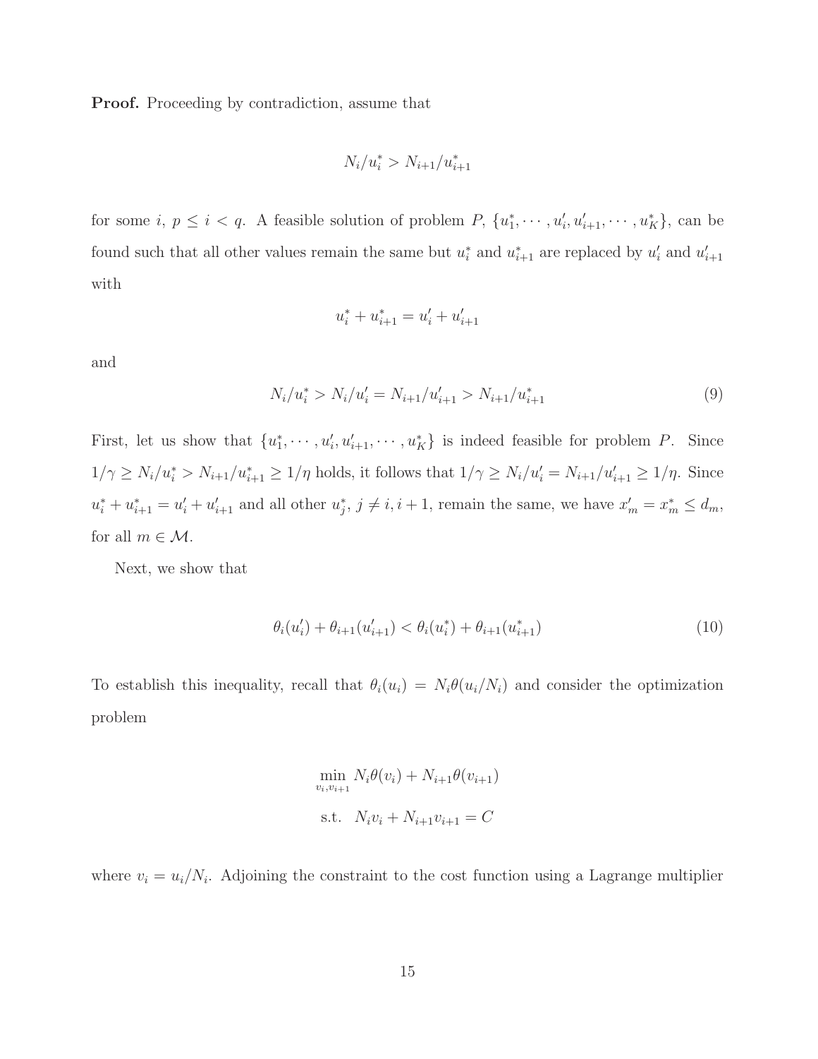**Proof.** Proceeding by contradiction, assume that

$$N_i/u_i^* > N_{i+1}/u_{i+1}^*$$

for some $i$, $p \le i < q$. A feasible solution of problem $P$, $\{u_1^*, \cdots, u_i', u_{i+1}', \cdots, u_K^*\}$, can be found such that all other values remain the same but $u_i^*$ and $u_{i+1}^*$ are replaced by $u_i'$ and $u_{i+1}'$ with

$$u_i^* + u_{i+1}^* = u_i' + u_{i+1}'$$

and

$$N_i/u_i^* > N_i/u_i' = N_{i+1}/u_{i+1}' > N_{i+1}/u_{i+1}^* \tag{9}$$

First, let us show that $\{u_1^*, \cdots, u_i', u_{i+1}', \cdots, u_K^*\}$ is indeed feasible for problem $P$. Since $1/\gamma \ge N_i/u_i^* > N_{i+1}/u_{i+1}^* \ge 1/\eta$ holds, it follows that $1/\gamma \ge N_i/u_i' = N_{i+1}/u_{i+1}' \ge 1/\eta$. Since $u_i^* + u_{i+1}^* = u_i' + u_{i+1}'$ and all other $u_j^*$, $j \ne i, i+1$, remain the same, we have $x_m' = x_m^* \le d_m$, for all $m \in \mathcal{M}$.

Next, we show that

$$\theta_i(u_i') + \theta_{i+1}(u_{i+1}') < \theta_i(u_i^*) + \theta_{i+1}(u_{i+1}^*) \tag{10}$$

To establish this inequality, recall that $\theta_i(u_i) = N_i\theta(u_i/N_i)$ and consider the optimization problem

$$\begin{aligned} &\min_{v_i, v_{i+1}} N_i\theta(v_i) + N_{i+1}\theta(v_{i+1}) \\ &\text{s.t.} \quad N_i v_i + N_{i+1} v_{i+1} = C \end{aligned}$$

where $v_i = u_i/N_i$. Adjoining the constraint to the cost function using a Lagrange multiplier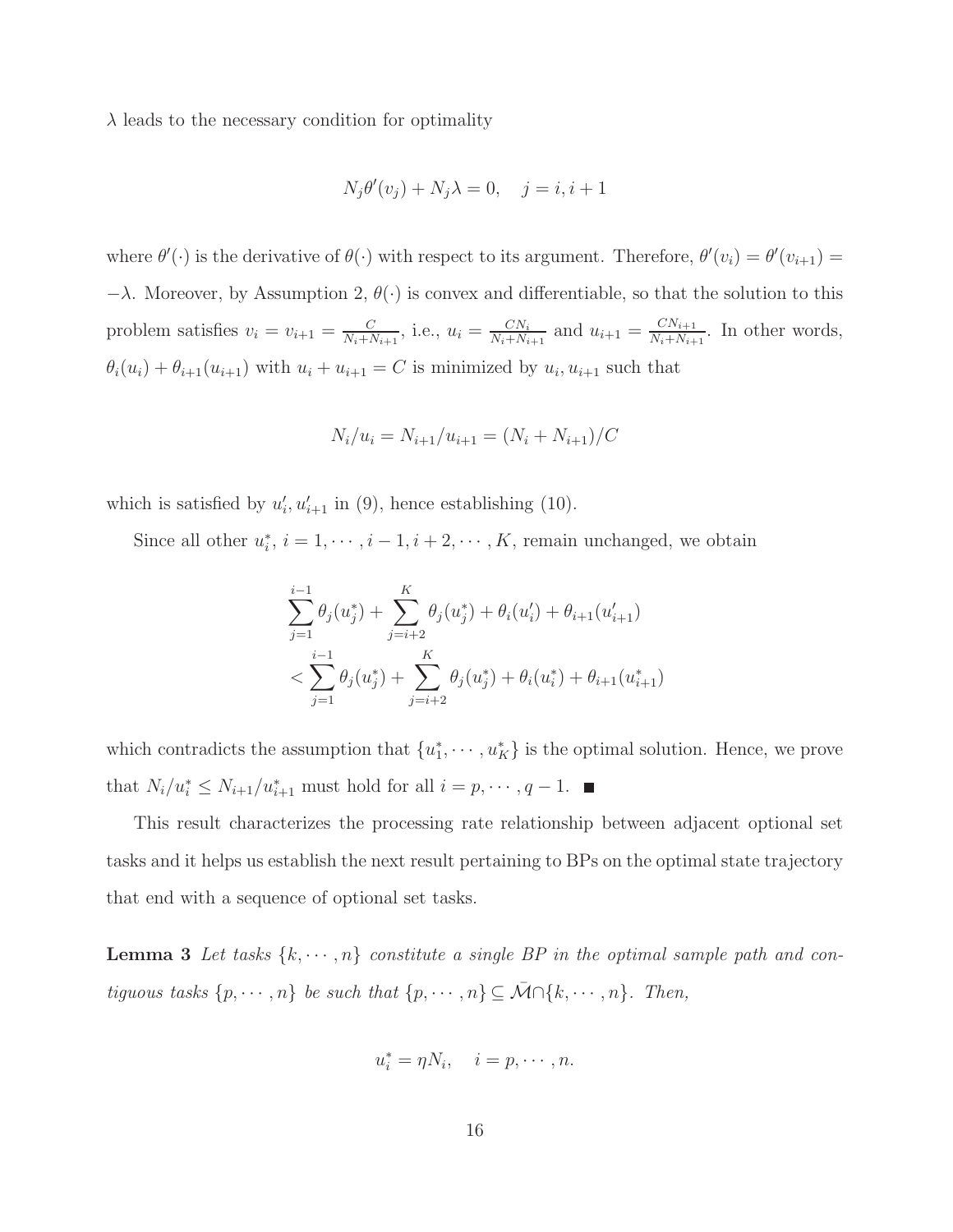$\lambda$ leads to the necessary condition for optimality

$$N_j\theta'(v_j) + N_j\lambda = 0, \quad j = i, i+1$$

where $\theta'(\cdot)$ is the derivative of $\theta(\cdot)$ with respect to its argument. Therefore, $\theta'(v_i) = \theta'(v_{i+1}) = -\lambda$. Moreover, by Assumption 2, $\theta(\cdot)$ is convex and differentiable, so that the solution to this problem satisfies $v_i = v_{i+1} = \frac{C}{N_i+N_{i+1}}$, i.e., $u_i = \frac{CN_i}{N_i+N_{i+1}}$ and $u_{i+1} = \frac{CN_{i+1}}{N_i+N_{i+1}}$. In other words, $\theta_i(u_i) + \theta_{i+1}(u_{i+1})$ with $u_i + u_{i+1} = C$ is minimized by $u_i, u_{i+1}$ such that

$$N_i/u_i = N_{i+1}/u_{i+1} = (N_i + N_{i+1})/C$$

which is satisfied by $u'_i, u'_{i+1}$ in (9), hence establishing (10).

Since all other $u^*_i$, $i = 1, \cdots, i-1, i+2, \cdots, K$, remain unchanged, we obtain

$$\begin{aligned}
&\sum_{j=1}^{i-1}\theta_j(u^*_j) + \sum_{j=i+2}^{K}\theta_j(u^*_j) + \theta_i(u'_i) + \theta_{i+1}(u'_{i+1}) \\
&< \sum_{j=1}^{i-1}\theta_j(u^*_j) + \sum_{j=i+2}^{K}\theta_j(u^*_j) + \theta_i(u^*_i) + \theta_{i+1}(u^*_{i+1})
\end{aligned}$$

which contradicts the assumption that $\{u^*_1, \cdots, u^*_K\}$ is the optimal solution. Hence, we prove that $N_i/u^*_i \leq N_{i+1}/u^*_{i+1}$ must hold for all $i = p, \cdots, q-1$. ∎

This result characterizes the processing rate relationship between adjacent optional set tasks and it helps us establish the next result pertaining to BPs on the optimal state trajectory that end with a sequence of optional set tasks.

**Lemma 3** *Let tasks $\{k, \cdots, n\}$ constitute a single BP in the optimal sample path and contiguous tasks $\{p, \cdots, n\}$ be such that $\{p, \cdots, n\} \subseteq \bar{\mathcal{M}} \cap \{k, \cdots, n\}$. Then,*

$$u^*_i = \eta N_i, \quad i = p, \cdots, n.$$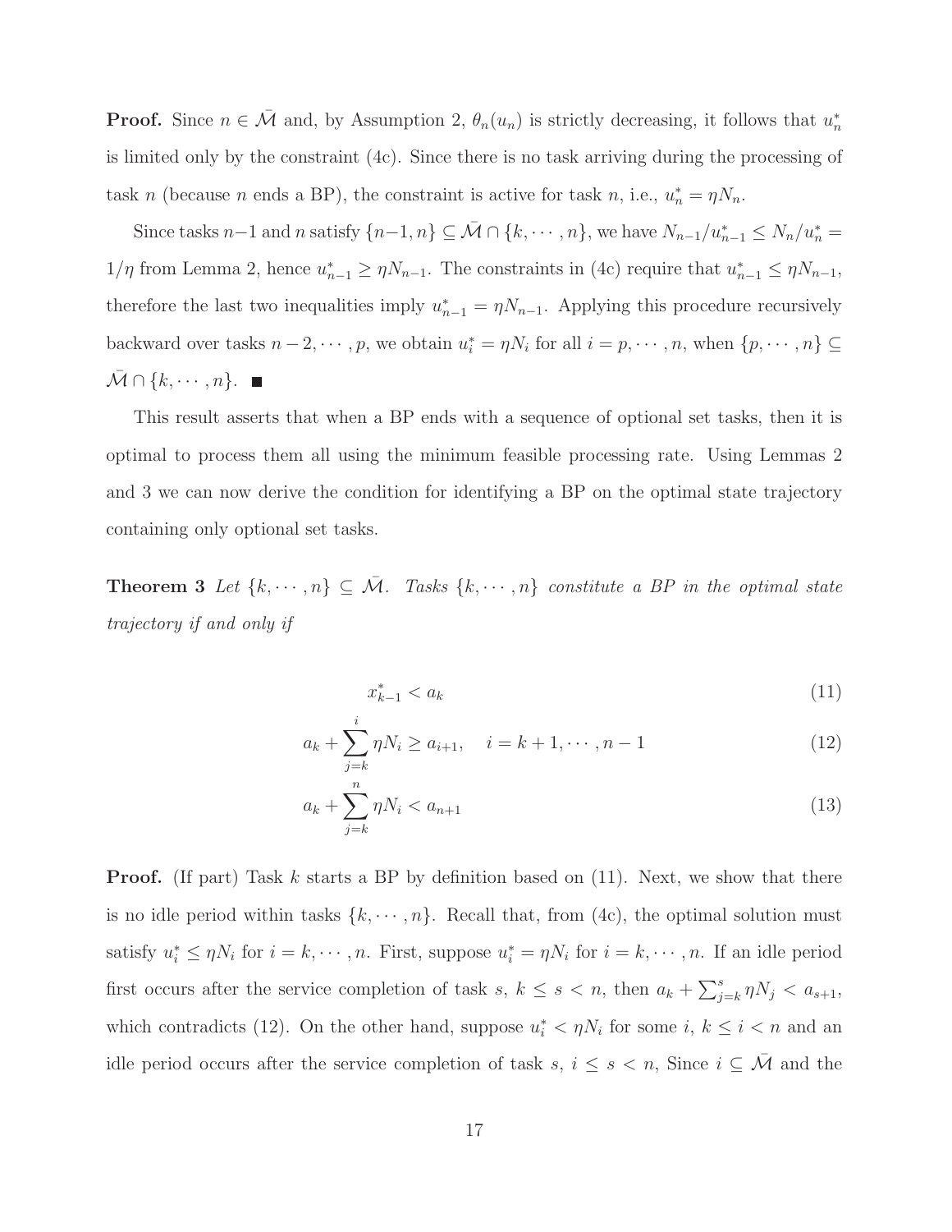**Proof.** Since $n \in \bar{\mathcal{M}}$ and, by Assumption 2, $\theta_n(u_n)$ is strictly decreasing, it follows that $u_n^*$ is limited only by the constraint (4c). Since there is no task arriving during the processing of task $n$ (because $n$ ends a BP), the constraint is active for task $n$, i.e., $u_n^* = \eta N_n$.

Since tasks $n-1$ and $n$ satisfy $\{n-1, n\} \subseteq \bar{\mathcal{M}} \cap \{k, \cdots, n\}$, we have $N_{n-1}/u_{n-1}^* \leq N_n/u_n^* = 1/\eta$ from Lemma 2, hence $u_{n-1}^* \geq \eta N_{n-1}$. The constraints in (4c) require that $u_{n-1}^* \leq \eta N_{n-1}$, therefore the last two inequalities imply $u_{n-1}^* = \eta N_{n-1}$. Applying this procedure recursively backward over tasks $n-2, \cdots, p$, we obtain $u_i^* = \eta N_i$ for all $i = p, \cdots, n$, when $\{p, \cdots, n\} \subseteq \bar{\mathcal{M}} \cap \{k, \cdots, n\}$. ■

This result asserts that when a BP ends with a sequence of optional set tasks, then it is optimal to process them all using the minimum feasible processing rate. Using Lemmas 2 and 3 we can now derive the condition for identifying a BP on the optimal state trajectory containing only optional set tasks.

**Theorem 3** *Let $\{k, \cdots, n\} \subseteq \bar{\mathcal{M}}$. Tasks $\{k, \cdots, n\}$ constitute a BP in the optimal state trajectory if and only if*

$$x_{k-1}^* < a_k \tag{11}$$

$$a_k + \sum_{j=k}^{i} \eta N_i \geq a_{i+1}, \quad i = k+1, \cdots, n-1 \tag{12}$$

$$a_k + \sum_{j=k}^{n} \eta N_i < a_{n+1} \tag{13}$$

**Proof.** (If part) Task $k$ starts a BP by definition based on (11). Next, we show that there is no idle period within tasks $\{k, \cdots, n\}$. Recall that, from (4c), the optimal solution must satisfy $u_i^* \leq \eta N_i$ for $i = k, \cdots, n$. First, suppose $u_i^* = \eta N_i$ for $i = k, \cdots, n$. If an idle period first occurs after the service completion of task $s$, $k \leq s < n$, then $a_k + \sum_{j=k}^{s} \eta N_j < a_{s+1}$, which contradicts (12). On the other hand, suppose $u_i^* < \eta N_i$ for some $i$, $k \leq i < n$ and an idle period occurs after the service completion of task $s$, $i \leq s < n$, Since $i \subseteq \bar{\mathcal{M}}$ and the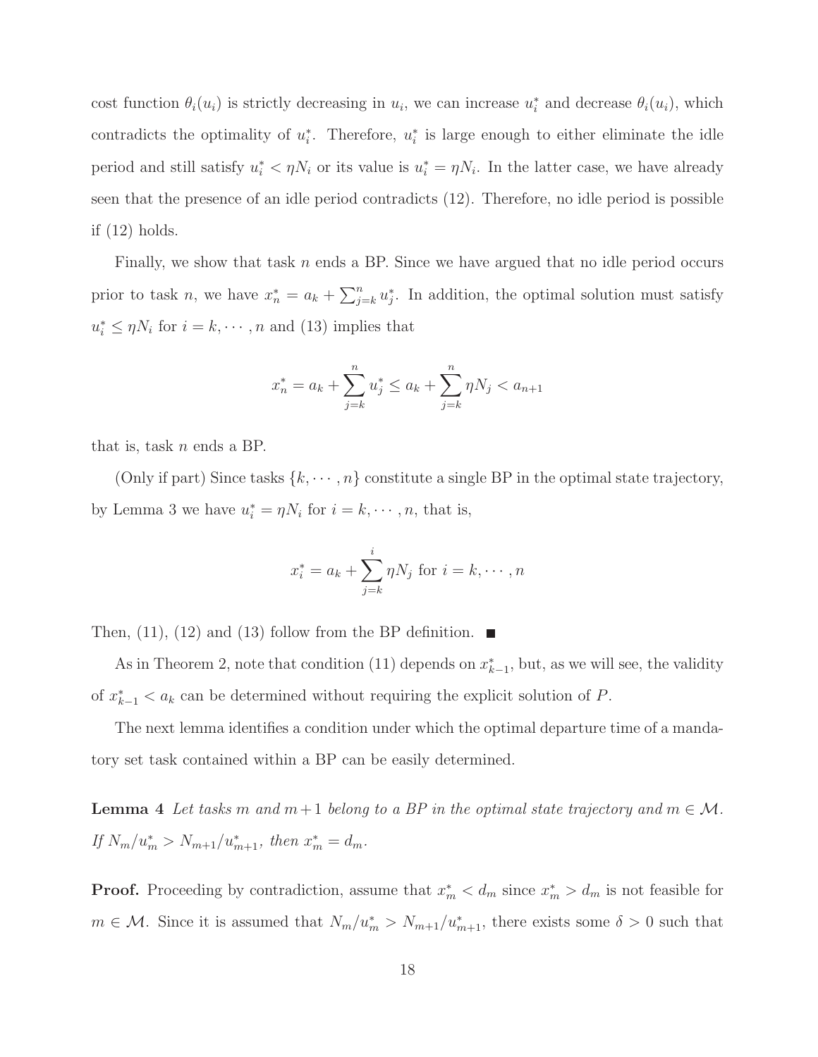cost function $\theta_i(u_i)$ is strictly decreasing in $u_i$, we can increase $u_i^*$ and decrease $\theta_i(u_i)$, which contradicts the optimality of $u_i^*$. Therefore, $u_i^*$ is large enough to either eliminate the idle period and still satisfy $u_i^* < \eta N_i$ or its value is $u_i^* = \eta N_i$. In the latter case, we have already seen that the presence of an idle period contradicts (12). Therefore, no idle period is possible if (12) holds.

Finally, we show that task $n$ ends a BP. Since we have argued that no idle period occurs prior to task $n$, we have $x_n^* = a_k + \sum_{j=k}^{n} u_j^*$. In addition, the optimal solution must satisfy $u_i^* \leq \eta N_i$ for $i = k, \cdots, n$ and (13) implies that

$$x_n^* = a_k + \sum_{j=k}^{n} u_j^* \leq a_k + \sum_{j=k}^{n} \eta N_j < a_{n+1}$$

that is, task $n$ ends a BP.

(Only if part) Since tasks $\{k, \cdots, n\}$ constitute a single BP in the optimal state trajectory, by Lemma 3 we have $u_i^* = \eta N_i$ for $i = k, \cdots, n$, that is,

$$x_i^* = a_k + \sum_{j=k}^{i} \eta N_j \text{ for } i = k, \cdots, n$$

Then, (11), (12) and (13) follow from the BP definition. ■

As in Theorem 2, note that condition (11) depends on $x_{k-1}^*$, but, as we will see, the validity of $x_{k-1}^* < a_k$ can be determined without requiring the explicit solution of $P$.

The next lemma identifies a condition under which the optimal departure time of a mandatory set task contained within a BP can be easily determined.

**Lemma 4** *Let tasks $m$ and $m+1$ belong to a BP in the optimal state trajectory and $m \in \mathcal{M}$. If $N_m/u_m^* > N_{m+1}/u_{m+1}^*$, then $x_m^* = d_m$.*

**Proof.** Proceeding by contradiction, assume that $x_m^* < d_m$ since $x_m^* > d_m$ is not feasible for $m \in \mathcal{M}$. Since it is assumed that $N_m/u_m^* > N_{m+1}/u_{m+1}^*$, there exists some $\delta > 0$ such that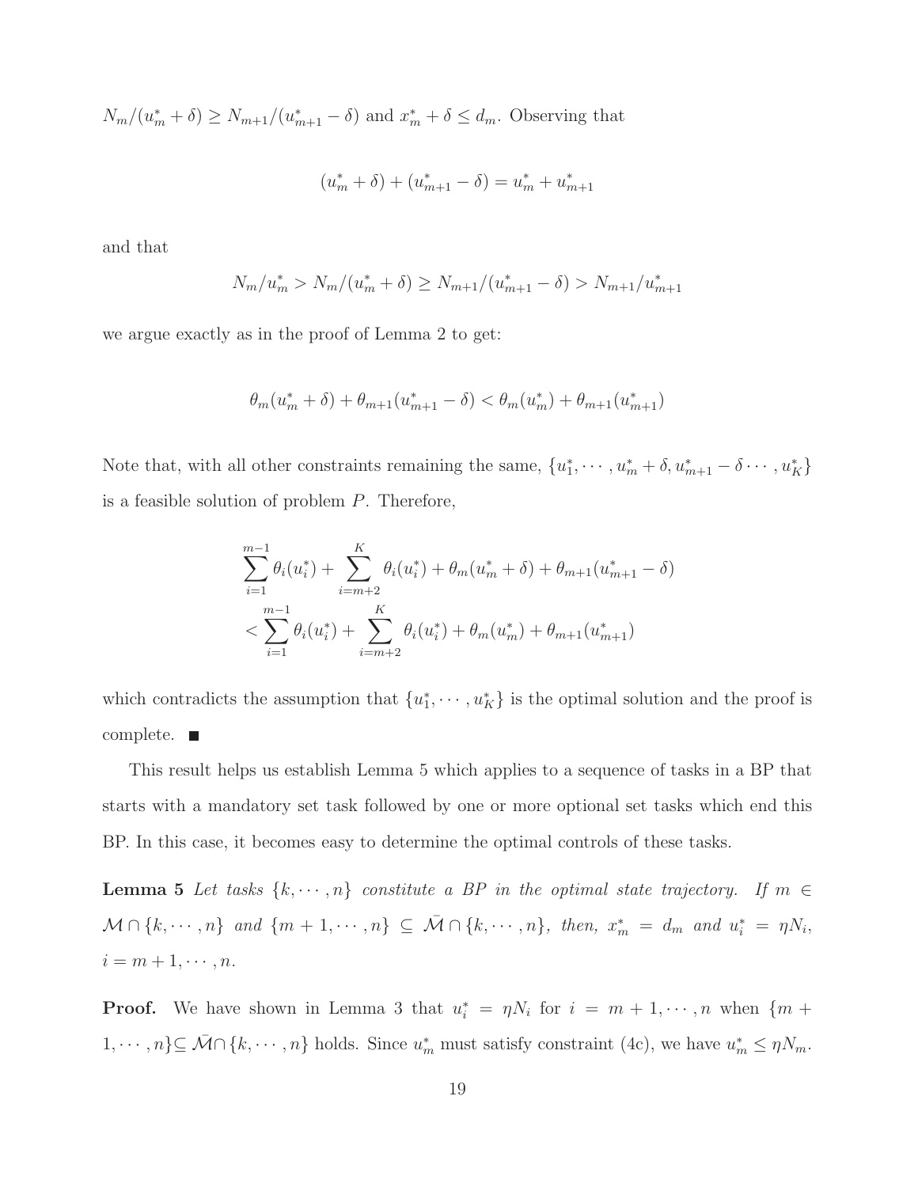$N_m/(u_m^* + \delta) \geq N_{m+1}/(u_{m+1}^* - \delta)$ and $x_m^* + \delta \leq d_m$. Observing that

$$(u_m^* + \delta) + (u_{m+1}^* - \delta) = u_m^* + u_{m+1}^*$$

and that

$$N_m/u_m^* > N_m/(u_m^* + \delta) \geq N_{m+1}/(u_{m+1}^* - \delta) > N_{m+1}/u_{m+1}^*$$

we argue exactly as in the proof of Lemma 2 to get:

$$\theta_m(u_m^* + \delta) + \theta_{m+1}(u_{m+1}^* - \delta) < \theta_m(u_m^*) + \theta_{m+1}(u_{m+1}^*)$$

Note that, with all other constraints remaining the same, $\{u_1^*, \cdots, u_m^* + \delta, u_{m+1}^* - \delta \cdots, u_K^*\}$ is a feasible solution of problem $P$. Therefore,

$$\begin{aligned} &\sum_{i=1}^{m-1} \theta_i(u_i^*) + \sum_{i=m+2}^{K} \theta_i(u_i^*) + \theta_m(u_m^* + \delta) + \theta_{m+1}(u_{m+1}^* - \delta) \\ &< \sum_{i=1}^{m-1} \theta_i(u_i^*) + \sum_{i=m+2}^{K} \theta_i(u_i^*) + \theta_m(u_m^*) + \theta_{m+1}(u_{m+1}^*) \end{aligned}$$

which contradicts the assumption that $\{u_1^*, \cdots, u_K^*\}$ is the optimal solution and the proof is complete. ■

This result helps us establish Lemma 5 which applies to a sequence of tasks in a BP that starts with a mandatory set task followed by one or more optional set tasks which end this BP. In this case, it becomes easy to determine the optimal controls of these tasks.

**Lemma 5** *Let tasks $\{k, \cdots, n\}$ constitute a BP in the optimal state trajectory. If $m \in \mathcal{M} \cap \{k, \cdots, n\}$ and $\{m+1, \cdots, n\} \subseteq \bar{\mathcal{M}} \cap \{k, \cdots, n\}$, then, $x_m^* = d_m$ and $u_i^* = \eta N_i$, $i = m+1, \cdots, n$.*

**Proof.** We have shown in Lemma 3 that $u_i^* = \eta N_i$ for $i = m+1, \cdots, n$ when $\{m + 1, \cdots, n\} \subseteq \bar{\mathcal{M}} \cap \{k, \cdots, n\}$ holds. Since $u_m^*$ must satisfy constraint (4c), we have $u_m^* \leq \eta N_m$.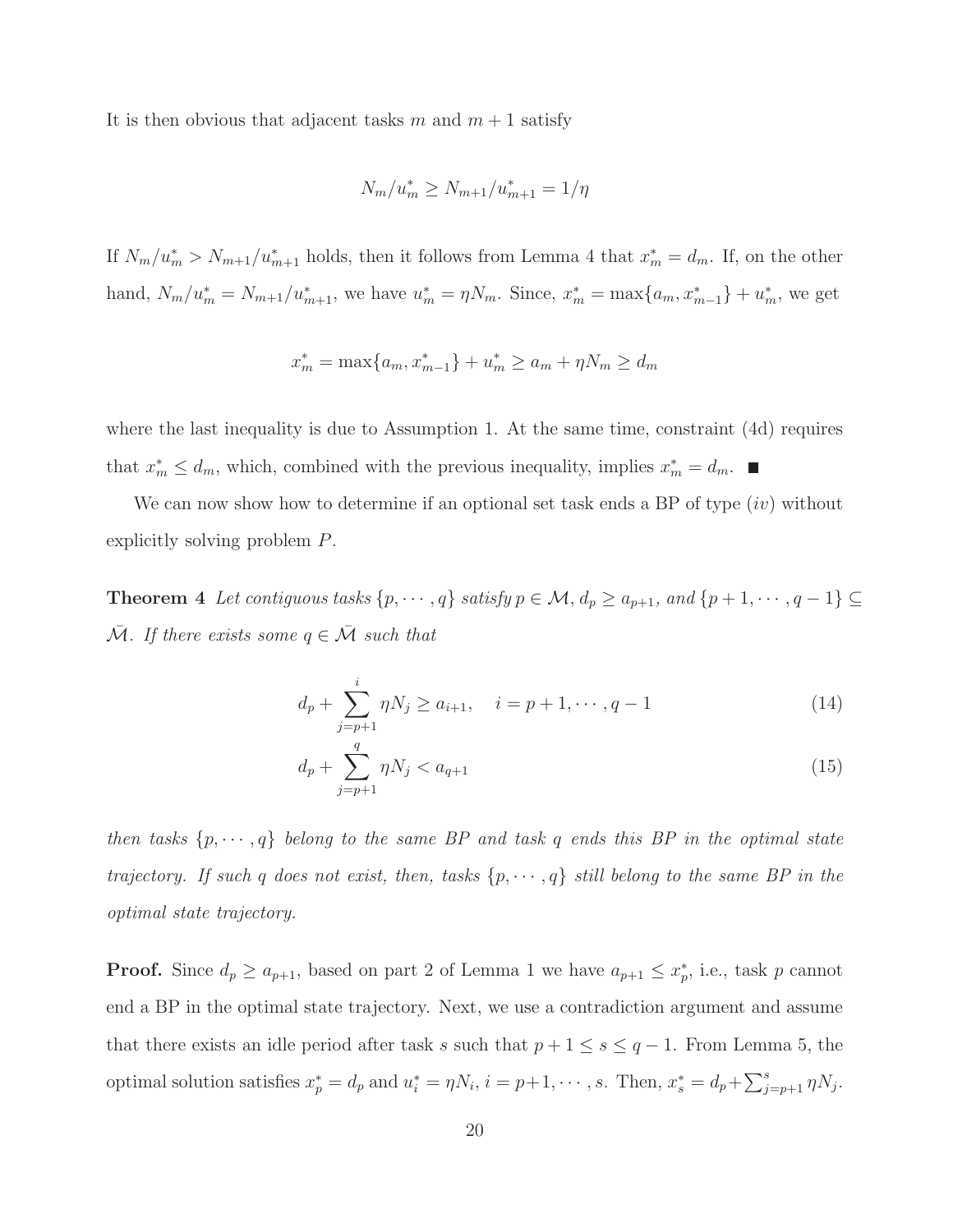It is then obvious that adjacent tasks $m$ and $m+1$ satisfy

$$N_m/u_m^* \geq N_{m+1}/u_{m+1}^* = 1/\eta$$

If $N_m/u_m^* > N_{m+1}/u_{m+1}^*$ holds, then it follows from Lemma 4 that $x_m^* = d_m$. If, on the other hand, $N_m/u_m^* = N_{m+1}/u_{m+1}^*$, we have $u_m^* = \eta N_m$. Since, $x_m^* = \max\{a_m, x_{m-1}^*\} + u_m^*$, we get

$$x_m^* = \max\{a_m, x_{m-1}^*\} + u_m^* \geq a_m + \eta N_m \geq d_m$$

where the last inequality is due to Assumption 1. At the same time, constraint (4d) requires that $x_m^* \leq d_m$, which, combined with the previous inequality, implies $x_m^* = d_m$. ■

We can now show how to determine if an optional set task ends a BP of type $(iv)$ without explicitly solving problem $P$.

**Theorem 4** *Let contiguous tasks $\{p, \cdots, q\}$ satisfy $p \in \mathcal{M}$, $d_p \geq a_{p+1}$, and $\{p+1, \cdots, q-1\} \subseteq \bar{\mathcal{M}}$. If there exists some $q \in \bar{\mathcal{M}}$ such that*

$$d_p + \sum_{j=p+1}^{i} \eta N_j \geq a_{i+1}, \quad i = p+1, \cdots, q-1 \tag{14}$$

$$d_p + \sum_{j=p+1}^{q} \eta N_j < a_{q+1} \tag{15}$$

*then tasks $\{p, \cdots, q\}$ belong to the same BP and task $q$ ends this BP in the optimal state trajectory. If such $q$ does not exist, then, tasks $\{p, \cdots, q\}$ still belong to the same BP in the optimal state trajectory.*

**Proof.** Since $d_p \geq a_{p+1}$, based on part 2 of Lemma 1 we have $a_{p+1} \leq x_p^*$, i.e., task $p$ cannot end a BP in the optimal state trajectory. Next, we use a contradiction argument and assume that there exists an idle period after task $s$ such that $p+1 \leq s \leq q-1$. From Lemma 5, the optimal solution satisfies $x_p^* = d_p$ and $u_i^* = \eta N_i$, $i = p+1, \cdots, s$. Then, $x_s^* = d_p + \sum_{j=p+1}^{s} \eta N_j$.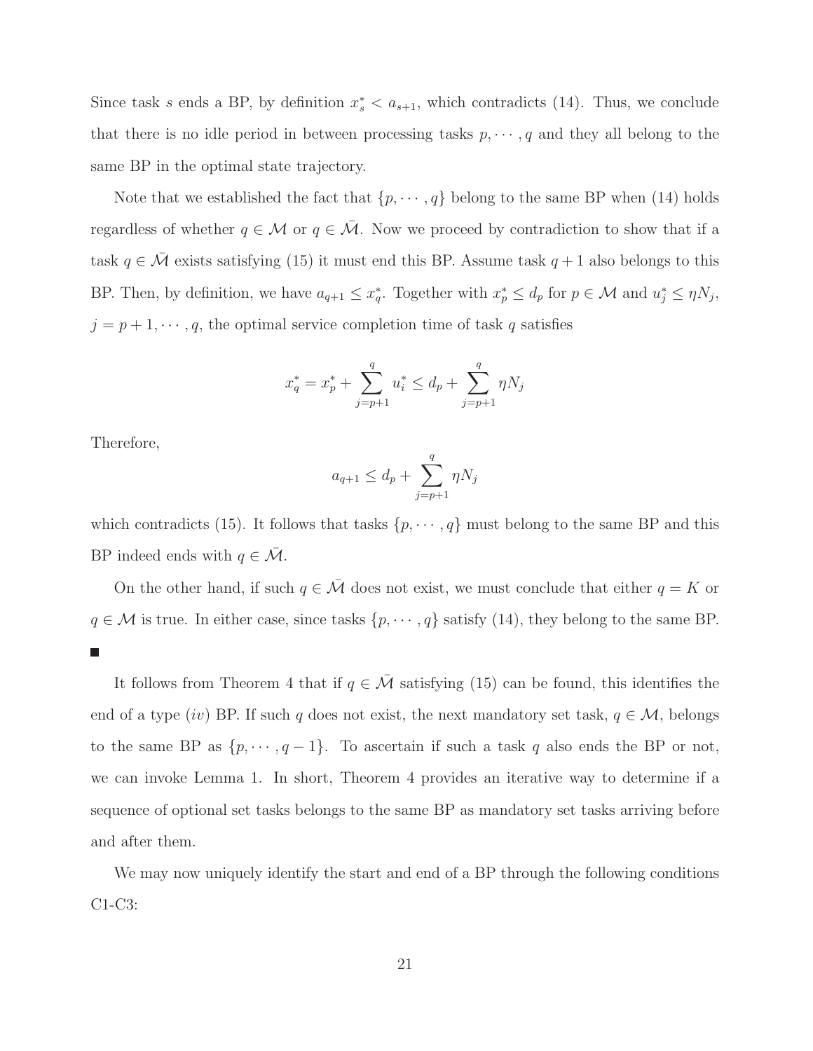Since task $s$ ends a BP, by definition $x_s^* < a_{s+1}$, which contradicts (14). Thus, we conclude that there is no idle period in between processing tasks $p, \cdots, q$ and they all belong to the same BP in the optimal state trajectory.

Note that we established the fact that $\{p, \cdots, q\}$ belong to the same BP when (14) holds regardless of whether $q \in \mathcal{M}$ or $q \in \bar{\mathcal{M}}$. Now we proceed by contradiction to show that if a task $q \in \bar{\mathcal{M}}$ exists satisfying (15) it must end this BP. Assume task $q+1$ also belongs to this BP. Then, by definition, we have $a_{q+1} \leq x_q^*$. Together with $x_p^* \leq d_p$ for $p \in \mathcal{M}$ and $u_j^* \leq \eta N_j$, $j = p+1, \cdots, q$, the optimal service completion time of task $q$ satisfies

$$x_q^* = x_p^* + \sum_{j=p+1}^{q} u_i^* \leq d_p + \sum_{j=p+1}^{q} \eta N_j$$

Therefore,

$$a_{q+1} \leq d_p + \sum_{j=p+1}^{q} \eta N_j$$

which contradicts (15). It follows that tasks $\{p, \cdots, q\}$ must belong to the same BP and this BP indeed ends with $q \in \bar{\mathcal{M}}$.

On the other hand, if such $q \in \bar{\mathcal{M}}$ does not exist, we must conclude that either $q = K$ or $q \in \mathcal{M}$ is true. In either case, since tasks $\{p, \cdots, q\}$ satisfy (14), they belong to the same BP. ■

It follows from Theorem 4 that if $q \in \bar{\mathcal{M}}$ satisfying (15) can be found, this identifies the end of a type $(iv)$ BP. If such $q$ does not exist, the next mandatory set task, $q \in \mathcal{M}$, belongs to the same BP as $\{p, \cdots, q-1\}$. To ascertain if such a task $q$ also ends the BP or not, we can invoke Lemma 1. In short, Theorem 4 provides an iterative way to determine if a sequence of optional set tasks belongs to the same BP as mandatory set tasks arriving before and after them.

We may now uniquely identify the start and end of a BP through the following conditions C1-C3: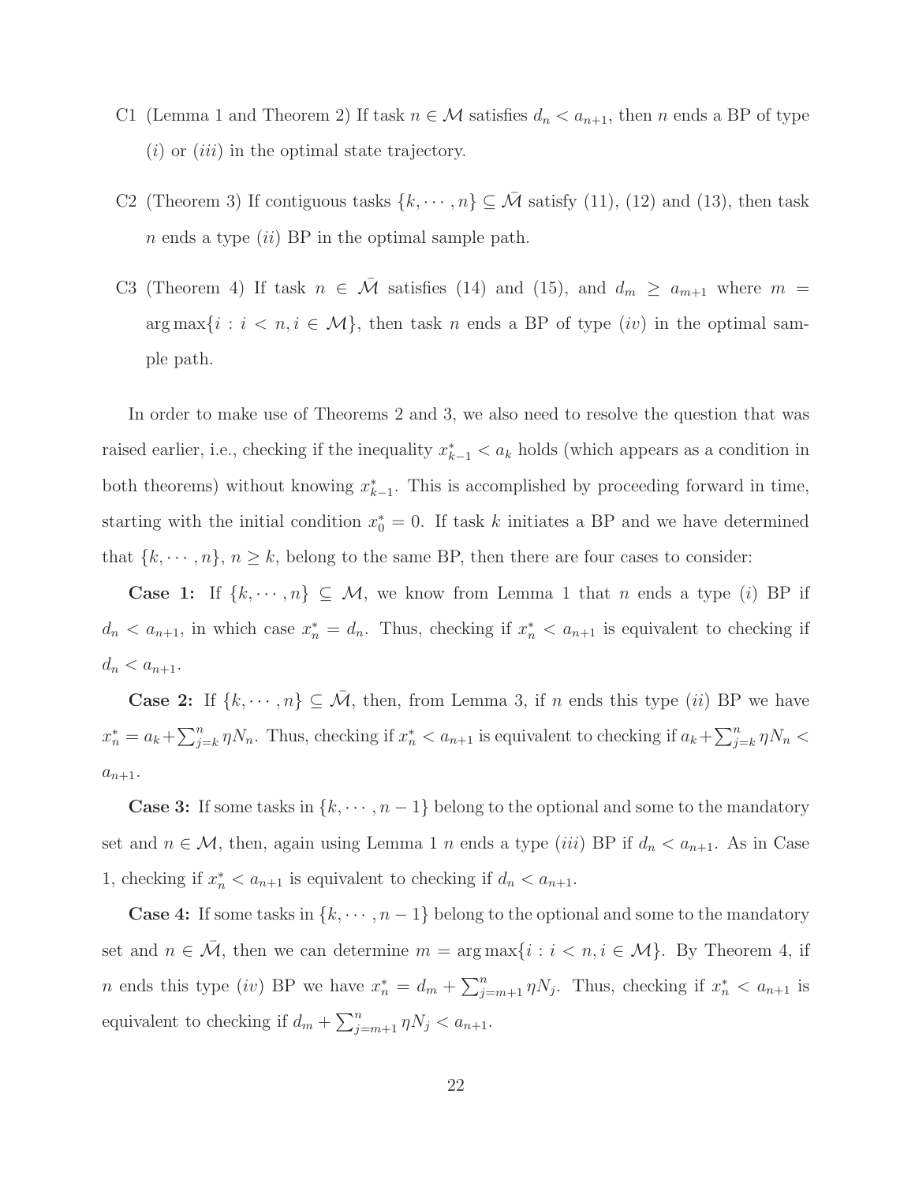- C1 (Lemma 1 and Theorem 2) If task $n \in \mathcal{M}$ satisfies $d_n < a_{n+1}$, then $n$ ends a BP of type $(i)$ or $(iii)$ in the optimal state trajectory.
- C2 (Theorem 3) If contiguous tasks $\{k, \cdots, n\} \subseteq \bar{\mathcal{M}}$ satisfy (11), (12) and (13), then task $n$ ends a type $(ii)$ BP in the optimal sample path.
- C3 (Theorem 4) If task $n \in \bar{\mathcal{M}}$ satisfies (14) and (15), and $d_m \geq a_{m+1}$ where $m = \arg\max\{i : i < n, i \in \mathcal{M}\}$, then task $n$ ends a BP of type $(iv)$ in the optimal sample path.

In order to make use of Theorems 2 and 3, we also need to resolve the question that was raised earlier, i.e., checking if the inequality $x_{k-1}^* < a_k$ holds (which appears as a condition in both theorems) without knowing $x_{k-1}^*$. This is accomplished by proceeding forward in time, starting with the initial condition $x_0^* = 0$. If task $k$ initiates a BP and we have determined that $\{k, \cdots, n\}$, $n \geq k$, belong to the same BP, then there are four cases to consider:

**Case 1:** If $\{k, \cdots, n\} \subseteq \mathcal{M}$, we know from Lemma 1 that $n$ ends a type $(i)$ BP if $d_n < a_{n+1}$, in which case $x_n^* = d_n$. Thus, checking if $x_n^* < a_{n+1}$ is equivalent to checking if $d_n < a_{n+1}$.

**Case 2:** If $\{k, \cdots, n\} \subseteq \bar{\mathcal{M}}$, then, from Lemma 3, if $n$ ends this type $(ii)$ BP we have $x_n^* = a_k + \sum_{j=k}^{n} \eta N_n$. Thus, checking if $x_n^* < a_{n+1}$ is equivalent to checking if $a_k + \sum_{j=k}^{n} \eta N_n < a_{n+1}$.

**Case 3:** If some tasks in $\{k, \cdots, n-1\}$ belong to the optional and some to the mandatory set and $n \in \mathcal{M}$, then, again using Lemma 1 $n$ ends a type $(iii)$ BP if $d_n < a_{n+1}$. As in Case 1, checking if $x_n^* < a_{n+1}$ is equivalent to checking if $d_n < a_{n+1}$.

**Case 4:** If some tasks in $\{k, \cdots, n-1\}$ belong to the optional and some to the mandatory set and $n \in \bar{\mathcal{M}}$, then we can determine $m = \arg\max\{i : i < n, i \in \mathcal{M}\}$. By Theorem 4, if $n$ ends this type $(iv)$ BP we have $x_n^* = d_m + \sum_{j=m+1}^{n} \eta N_j$. Thus, checking if $x_n^* < a_{n+1}$ is equivalent to checking if $d_m + \sum_{j=m+1}^{n} \eta N_j < a_{n+1}$.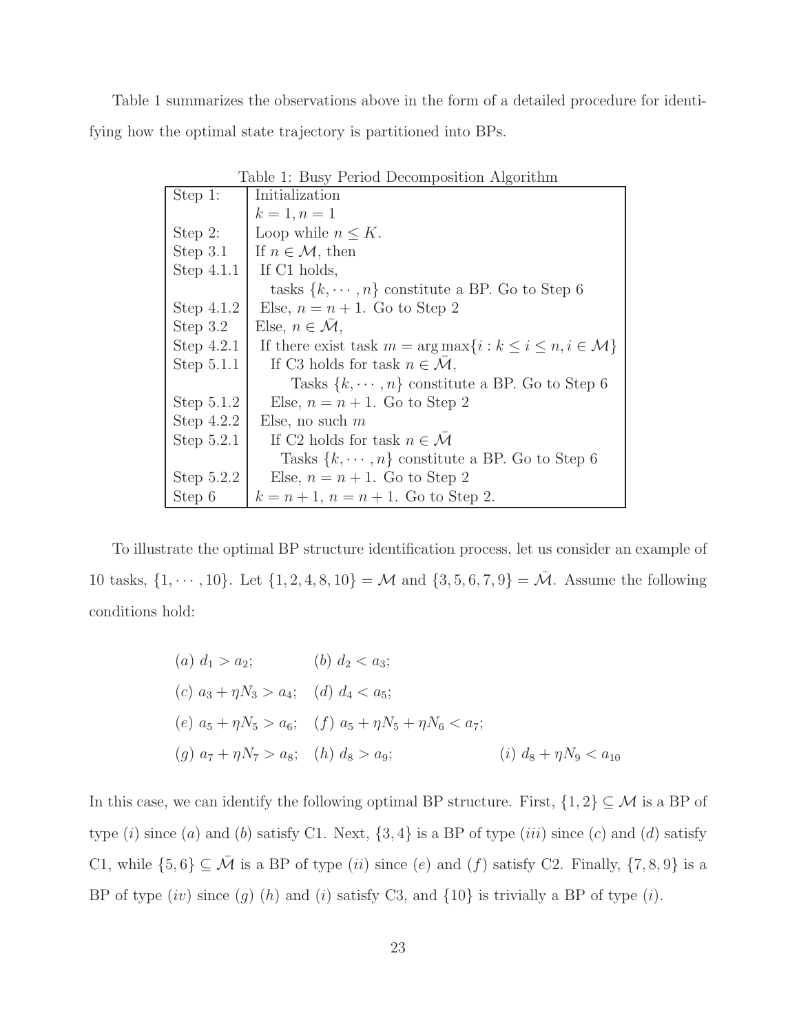Table 1 summarizes the observations above in the form of a detailed procedure for identifying how the optimal state trajectory is partitioned into BPs.

Table 1: Busy Period Decomposition Algorithm

| | |
|---|---|
| Step 1: | Initialization |
| | $k = 1, n = 1$ |
| Step 2: | Loop while $n \leq K$. |
| Step 3.1 | If $n \in \mathcal{M}$, then |
| Step 4.1.1 | If C1 holds, |
| | tasks $\{k, \cdots, n\}$ constitute a BP. Go to Step 6 |
| Step 4.1.2 | Else, $n = n + 1$. Go to Step 2 |
| Step 3.2 | Else, $n \in \bar{\mathcal{M}}$, |
| Step 4.2.1 | If there exist task $m = \arg\max\{i : k \leq i \leq n, i \in \mathcal{M}\}$ |
| Step 5.1.1 | If C3 holds for task $n \in \bar{\mathcal{M}}$, |
| | Tasks $\{k, \cdots, n\}$ constitute a BP. Go to Step 6 |
| Step 5.1.2 | Else, $n = n + 1$. Go to Step 2 |
| Step 4.2.2 | Else, no such $m$ |
| Step 5.2.1 | If C2 holds for task $n \in \bar{\mathcal{M}}$ |
| | Tasks $\{k, \cdots, n\}$ constitute a BP. Go to Step 6 |
| Step 5.2.2 | Else, $n = n + 1$. Go to Step 2 |
| Step 6 | $k = n + 1$, $n = n + 1$. Go to Step 2. |

To illustrate the optimal BP structure identification process, let us consider an example of 10 tasks, $\{1, \cdots, 10\}$. Let $\{1, 2, 4, 8, 10\} = \mathcal{M}$ and $\{3, 5, 6, 7, 9\} = \bar{\mathcal{M}}$. Assume the following conditions hold:

$$
\begin{array}{lll}
(a)\ d_1 > a_2; & (b)\ d_2 < a_3; & \\
(c)\ a_3 + \eta N_3 > a_4; & (d)\ d_4 < a_5; & \\
(e)\ a_5 + \eta N_5 > a_6; & (f)\ a_5 + \eta N_5 + \eta N_6 < a_7; & \\
(g)\ a_7 + \eta N_7 > a_8; & (h)\ d_8 > a_9; & (i)\ d_8 + \eta N_9 < a_{10}
\end{array}
$$

In this case, we can identify the following optimal BP structure. First, $\{1, 2\} \subseteq \mathcal{M}$ is a BP of type $(i)$ since $(a)$ and $(b)$ satisfy C1. Next, $\{3, 4\}$ is a BP of type $(iii)$ since $(c)$ and $(d)$ satisfy C1, while $\{5, 6\} \subseteq \bar{\mathcal{M}}$ is a BP of type $(ii)$ since $(e)$ and $(f)$ satisfy C2. Finally, $\{7, 8, 9\}$ is a BP of type $(iv)$ since $(g)$ $(h)$ and $(i)$ satisfy C3, and $\{10\}$ is trivially a BP of type $(i)$.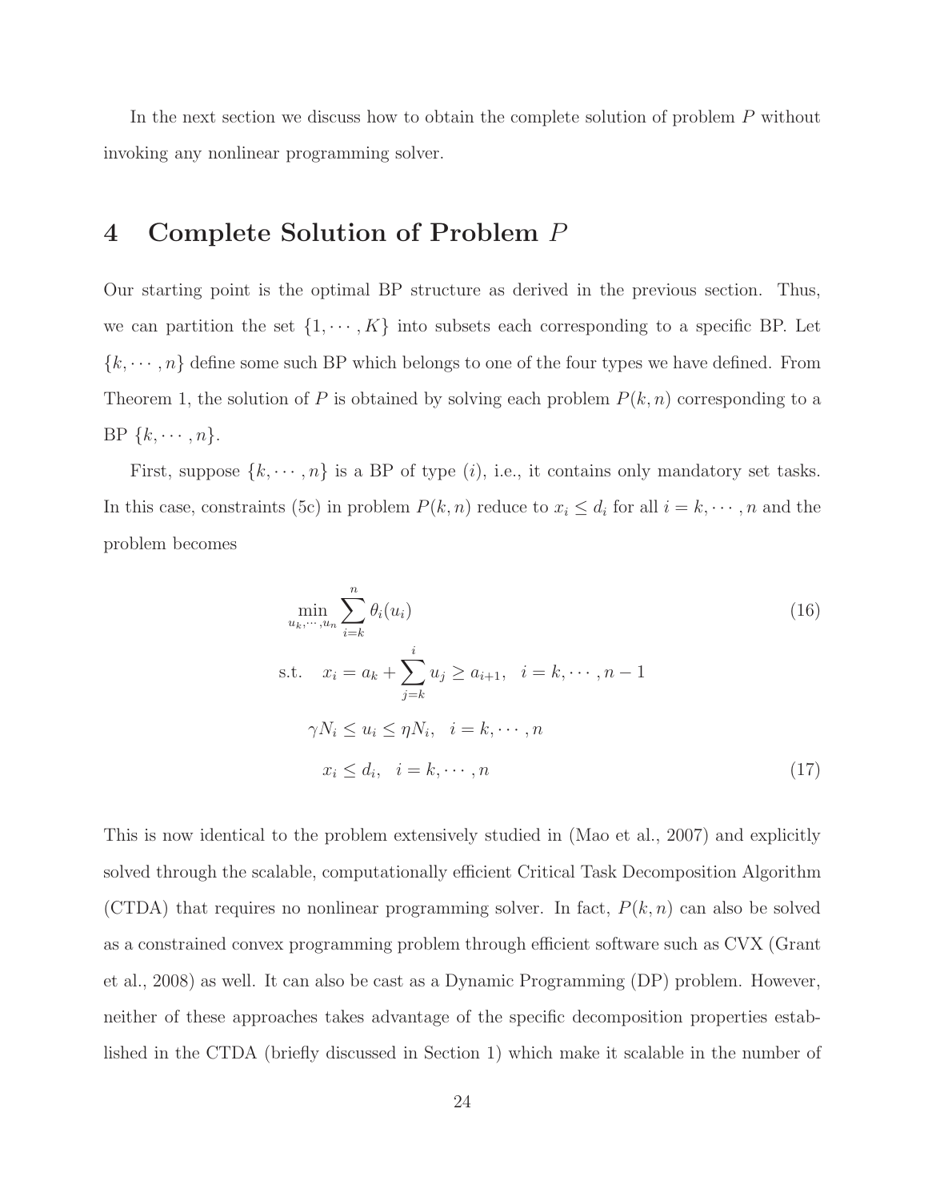In the next section we discuss how to obtain the complete solution of problem $P$ without invoking any nonlinear programming solver.

# 4 Complete Solution of Problem $P$

Our starting point is the optimal BP structure as derived in the previous section. Thus, we can partition the set $\{1, \cdots, K\}$ into subsets each corresponding to a specific BP. Let $\{k, \cdots, n\}$ define some such BP which belongs to one of the four types we have defined. From Theorem 1, the solution of $P$ is obtained by solving each problem $P(k, n)$ corresponding to a BP $\{k, \cdots, n\}$.

First, suppose $\{k, \cdots, n\}$ is a BP of type $(i)$, i.e., it contains only mandatory set tasks. In this case, constraints (5c) in problem $P(k, n)$ reduce to $x_i \leq d_i$ for all $i = k, \cdots, n$ and the problem becomes

$$
\min_{u_k, \cdots, u_n} \sum_{i=k}^{n} \theta_i(u_i) \tag{16}
$$

$$
\begin{aligned}
\text{s.t.} \quad & x_i = a_k + \sum_{j=k}^{i} u_j \geq a_{i+1}, \quad i = k, \cdots, n-1 \\
& \gamma N_i \leq u_i \leq \eta N_i, \quad i = k, \cdots, n \\
& x_i \leq d_i, \quad i = k, \cdots, n
\end{aligned} \tag{17}
$$

This is now identical to the problem extensively studied in (Mao et al., 2007) and explicitly solved through the scalable, computationally efficient Critical Task Decomposition Algorithm (CTDA) that requires no nonlinear programming solver. In fact, $P(k, n)$ can also be solved as a constrained convex programming problem through efficient software such as CVX (Grant et al., 2008) as well. It can also be cast as a Dynamic Programming (DP) problem. However, neither of these approaches takes advantage of the specific decomposition properties established in the CTDA (briefly discussed in Section 1) which make it scalable in the number of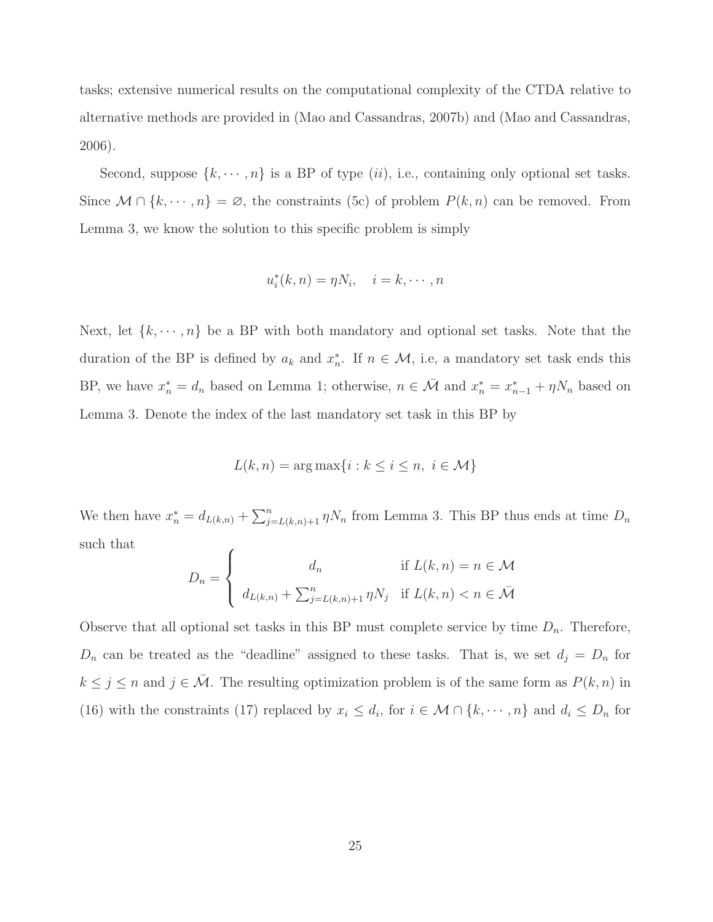tasks; extensive numerical results on the computational complexity of the CTDA relative to alternative methods are provided in (Mao and Cassandras, 2007b) and (Mao and Cassandras, 2006).

Second, suppose $\{k, \cdots, n\}$ is a BP of type $(ii)$, i.e., containing only optional set tasks. Since $\mathcal{M} \cap \{k, \cdots, n\} = \varnothing$, the constraints (5c) of problem $P(k, n)$ can be removed. From Lemma 3, we know the solution to this specific problem is simply

$$u_i^*(k, n) = \eta N_i, \quad i = k, \cdots, n$$

Next, let $\{k, \cdots, n\}$ be a BP with both mandatory and optional set tasks. Note that the duration of the BP is defined by $a_k$ and $x_n^*$. If $n \in \mathcal{M}$, i.e, a mandatory set task ends this BP, we have $x_n^* = d_n$ based on Lemma 1; otherwise, $n \in \bar{\mathcal{M}}$ and $x_n^* = x_{n-1}^* + \eta N_n$ based on Lemma 3. Denote the index of the last mandatory set task in this BP by

$$L(k, n) = \arg\max\{i : k \leq i \leq n, \ i \in \mathcal{M}\}$$

We then have $x_n^* = d_{L(k,n)} + \sum_{j=L(k,n)+1}^{n} \eta N_n$ from Lemma 3. This BP thus ends at time $D_n$ such that

$$D_n = \begin{cases} d_n & \text{if } L(k, n) = n \in \mathcal{M} \\ d_{L(k,n)} + \sum_{j=L(k,n)+1}^{n} \eta N_j & \text{if } L(k, n) < n \in \bar{\mathcal{M}} \end{cases}$$

Observe that all optional set tasks in this BP must complete service by time $D_n$. Therefore, $D_n$ can be treated as the "deadline" assigned to these tasks. That is, we set $d_j = D_n$ for $k \leq j \leq n$ and $j \in \bar{\mathcal{M}}$. The resulting optimization problem is of the same form as $P(k, n)$ in (16) with the constraints (17) replaced by $x_i \leq d_i$, for $i \in \mathcal{M} \cap \{k, \cdots, n\}$ and $d_i \leq D_n$ for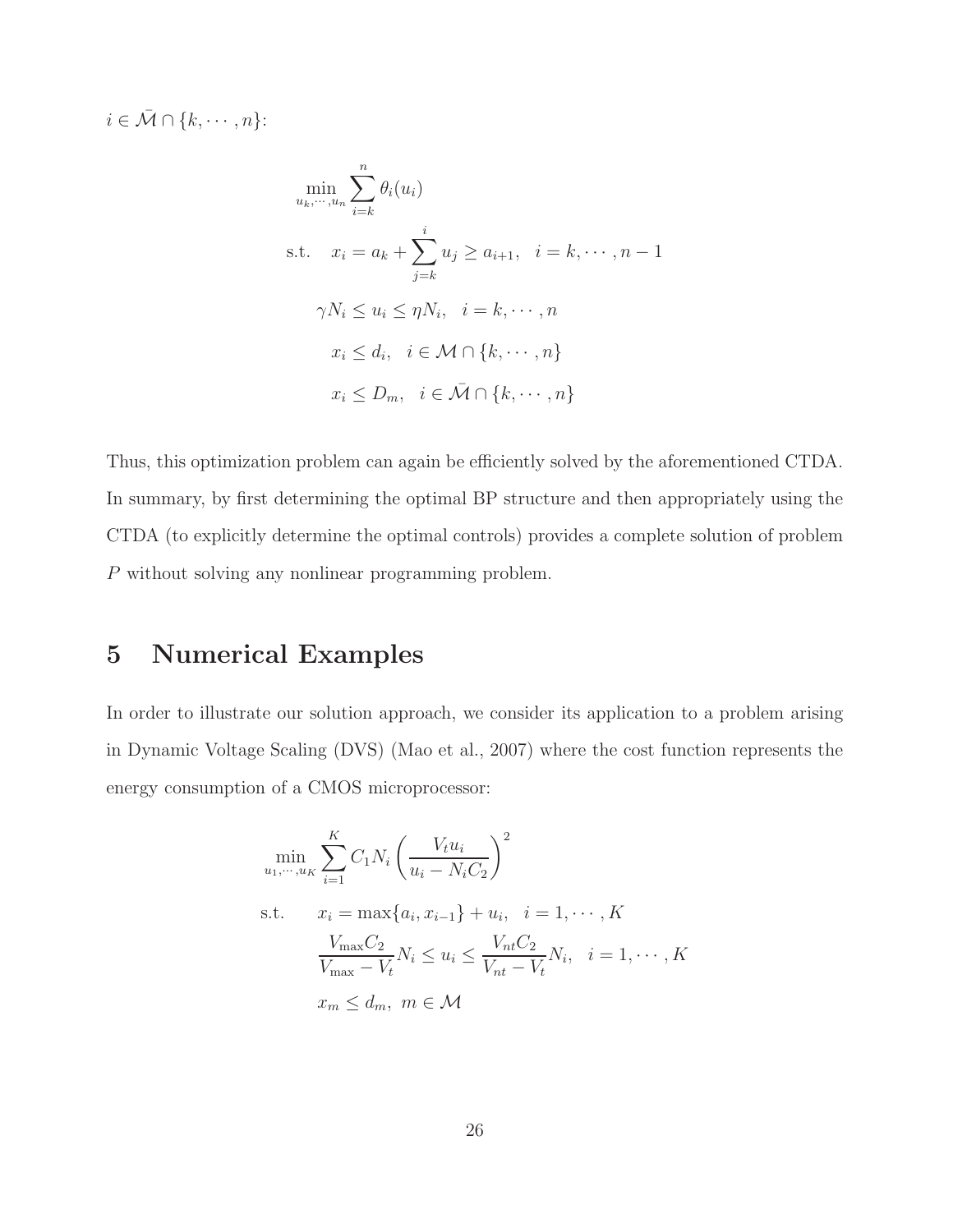$i \in \bar{\mathcal{M}} \cap \{k, \cdots, n\}$:

$$
\begin{aligned}
\min_{u_k, \cdots, u_n} & \sum_{i=k}^{n} \theta_i(u_i) \\
\text{s.t.} \quad & x_i = a_k + \sum_{j=k}^{i} u_j \geq a_{i+1}, \quad i = k, \cdots, n-1 \\
& \gamma N_i \leq u_i \leq \eta N_i, \quad i = k, \cdots, n \\
& x_i \leq d_i, \quad i \in \mathcal{M} \cap \{k, \cdots, n\} \\
& x_i \leq D_m, \quad i \in \bar{\mathcal{M}} \cap \{k, \cdots, n\}
\end{aligned}
$$

Thus, this optimization problem can again be efficiently solved by the aforementioned CTDA. In summary, by first determining the optimal BP structure and then appropriately using the CTDA (to explicitly determine the optimal controls) provides a complete solution of problem $P$ without solving any nonlinear programming problem.

# 5 Numerical Examples

In order to illustrate our solution approach, we consider its application to a problem arising in Dynamic Voltage Scaling (DVS) (Mao et al., 2007) where the cost function represents the energy consumption of a CMOS microprocessor:

$$
\begin{aligned}
\min_{u_1, \cdots, u_K} & \sum_{i=1}^{K} C_1 N_i \left( \frac{V_t u_i}{u_i - N_i C_2} \right)^2 \\
\text{s.t.} \qquad & x_i = \max\{a_i, x_{i-1}\} + u_i, \quad i = 1, \cdots, K \\
& \frac{V_{\max} C_2}{V_{\max} - V_t} N_i \leq u_i \leq \frac{V_{nt} C_2}{V_{nt} - V_t} N_i, \quad i = 1, \cdots, K \\
& x_m \leq d_m, \ m \in \mathcal{M}
\end{aligned}
$$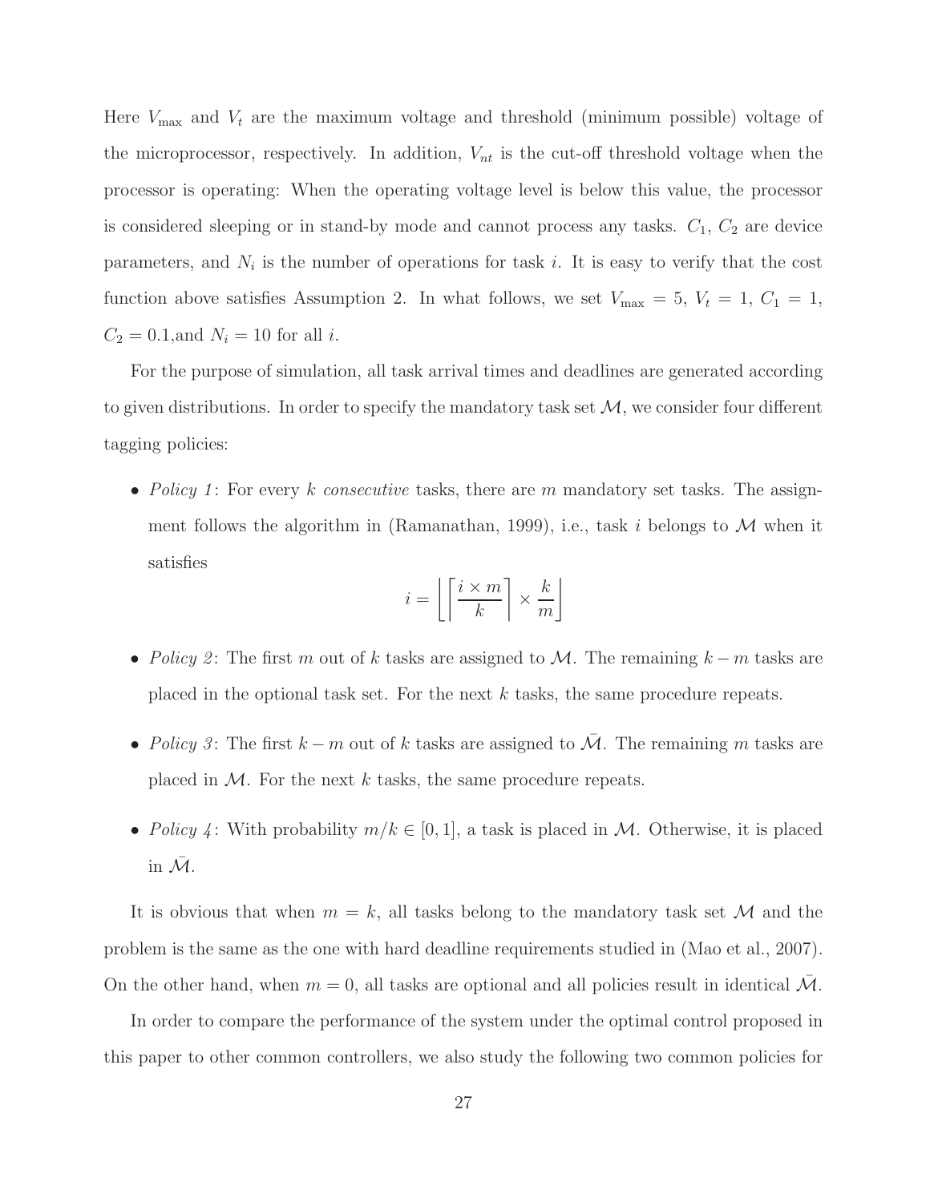Here $V_{\max}$ and $V_t$ are the maximum voltage and threshold (minimum possible) voltage of the microprocessor, respectively. In addition, $V_{nt}$ is the cut-off threshold voltage when the processor is operating: When the operating voltage level is below this value, the processor is considered sleeping or in stand-by mode and cannot process any tasks. $C_1$, $C_2$ are device parameters, and $N_i$ is the number of operations for task $i$. It is easy to verify that the cost function above satisfies Assumption 2. In what follows, we set $V_{\max} = 5$, $V_t = 1$, $C_1 = 1$, $C_2 = 0.1$,and $N_i = 10$ for all $i$.

For the purpose of simulation, all task arrival times and deadlines are generated according to given distributions. In order to specify the mandatory task set $\mathcal{M}$, we consider four different tagging policies:

- *Policy 1*: For every $k$ *consecutive* tasks, there are $m$ mandatory set tasks. The assignment follows the algorithm in (Ramanathan, 1999), i.e., task $i$ belongs to $\mathcal{M}$ when it satisfies
$$i = \left\lfloor \left\lceil \frac{i \times m}{k} \right\rceil \times \frac{k}{m} \right\rfloor$$
- *Policy 2*: The first $m$ out of $k$ tasks are assigned to $\mathcal{M}$. The remaining $k - m$ tasks are placed in the optional task set. For the next $k$ tasks, the same procedure repeats.
- *Policy 3*: The first $k - m$ out of $k$ tasks are assigned to $\bar{\mathcal{M}}$. The remaining $m$ tasks are placed in $\mathcal{M}$. For the next $k$ tasks, the same procedure repeats.
- *Policy 4*: With probability $m/k \in [0, 1]$, a task is placed in $\mathcal{M}$. Otherwise, it is placed in $\bar{\mathcal{M}}$.

It is obvious that when $m = k$, all tasks belong to the mandatory task set $\mathcal{M}$ and the problem is the same as the one with hard deadline requirements studied in (Mao et al., 2007). On the other hand, when $m = 0$, all tasks are optional and all policies result in identical $\bar{\mathcal{M}}$.

In order to compare the performance of the system under the optimal control proposed in this paper to other common controllers, we also study the following two common policies for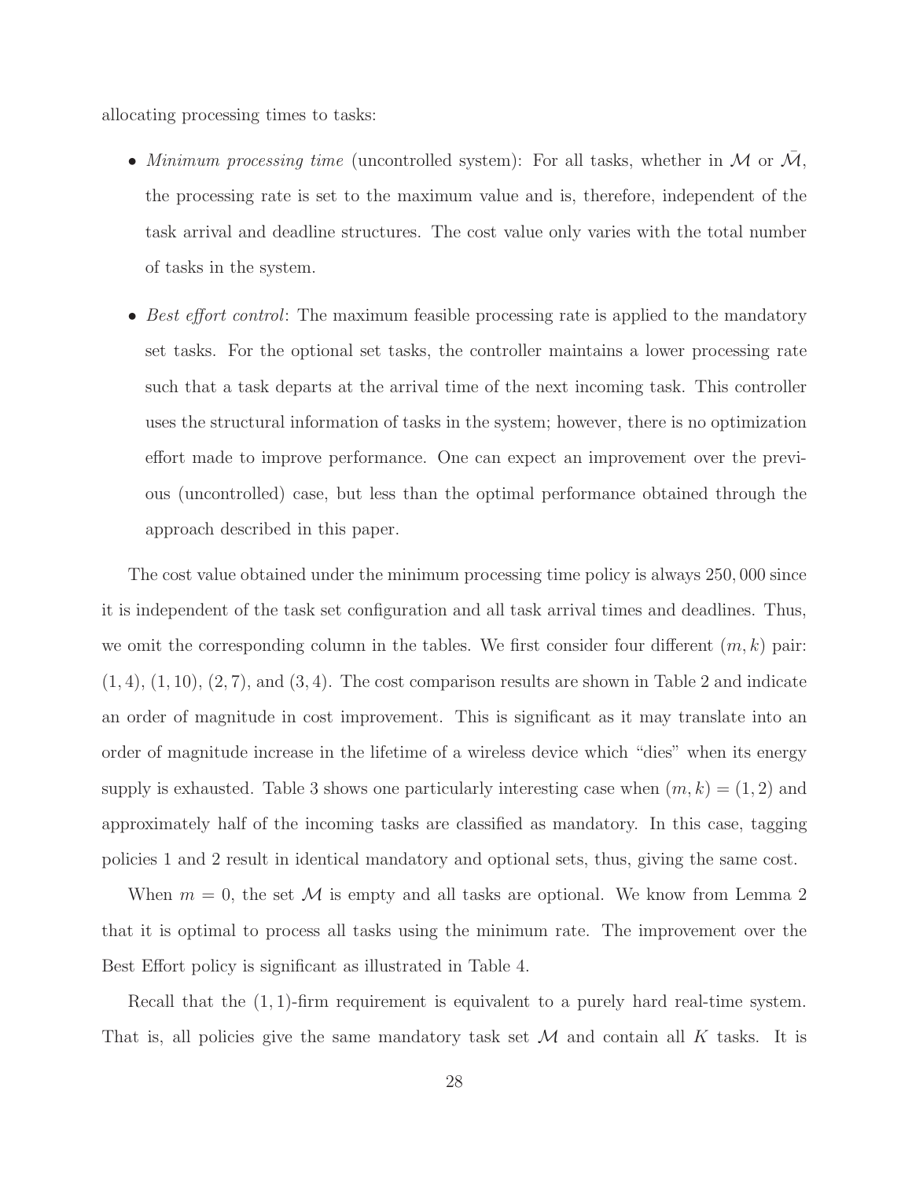allocating processing times to tasks:

- *Minimum processing time* (uncontrolled system): For all tasks, whether in $\mathcal{M}$ or $\bar{\mathcal{M}}$, the processing rate is set to the maximum value and is, therefore, independent of the task arrival and deadline structures. The cost value only varies with the total number of tasks in the system.

- *Best effort control*: The maximum feasible processing rate is applied to the mandatory set tasks. For the optional set tasks, the controller maintains a lower processing rate such that a task departs at the arrival time of the next incoming task. This controller uses the structural information of tasks in the system; however, there is no optimization effort made to improve performance. One can expect an improvement over the previous (uncontrolled) case, but less than the optimal performance obtained through the approach described in this paper.

The cost value obtained under the minimum processing time policy is always $250,000$ since it is independent of the task set configuration and all task arrival times and deadlines. Thus, we omit the corresponding column in the tables. We first consider four different $(m, k)$ pair: $(1, 4)$, $(1, 10)$, $(2, 7)$, and $(3, 4)$. The cost comparison results are shown in Table 2 and indicate an order of magnitude in cost improvement. This is significant as it may translate into an order of magnitude increase in the lifetime of a wireless device which "dies" when its energy supply is exhausted. Table 3 shows one particularly interesting case when $(m, k) = (1, 2)$ and approximately half of the incoming tasks are classified as mandatory. In this case, tagging policies 1 and 2 result in identical mandatory and optional sets, thus, giving the same cost.

When $m = 0$, the set $\mathcal{M}$ is empty and all tasks are optional. We know from Lemma 2 that it is optimal to process all tasks using the minimum rate. The improvement over the Best Effort policy is significant as illustrated in Table 4.

Recall that the $(1, 1)$-firm requirement is equivalent to a purely hard real-time system. That is, all policies give the same mandatory task set $\mathcal{M}$ and contain all $K$ tasks. It is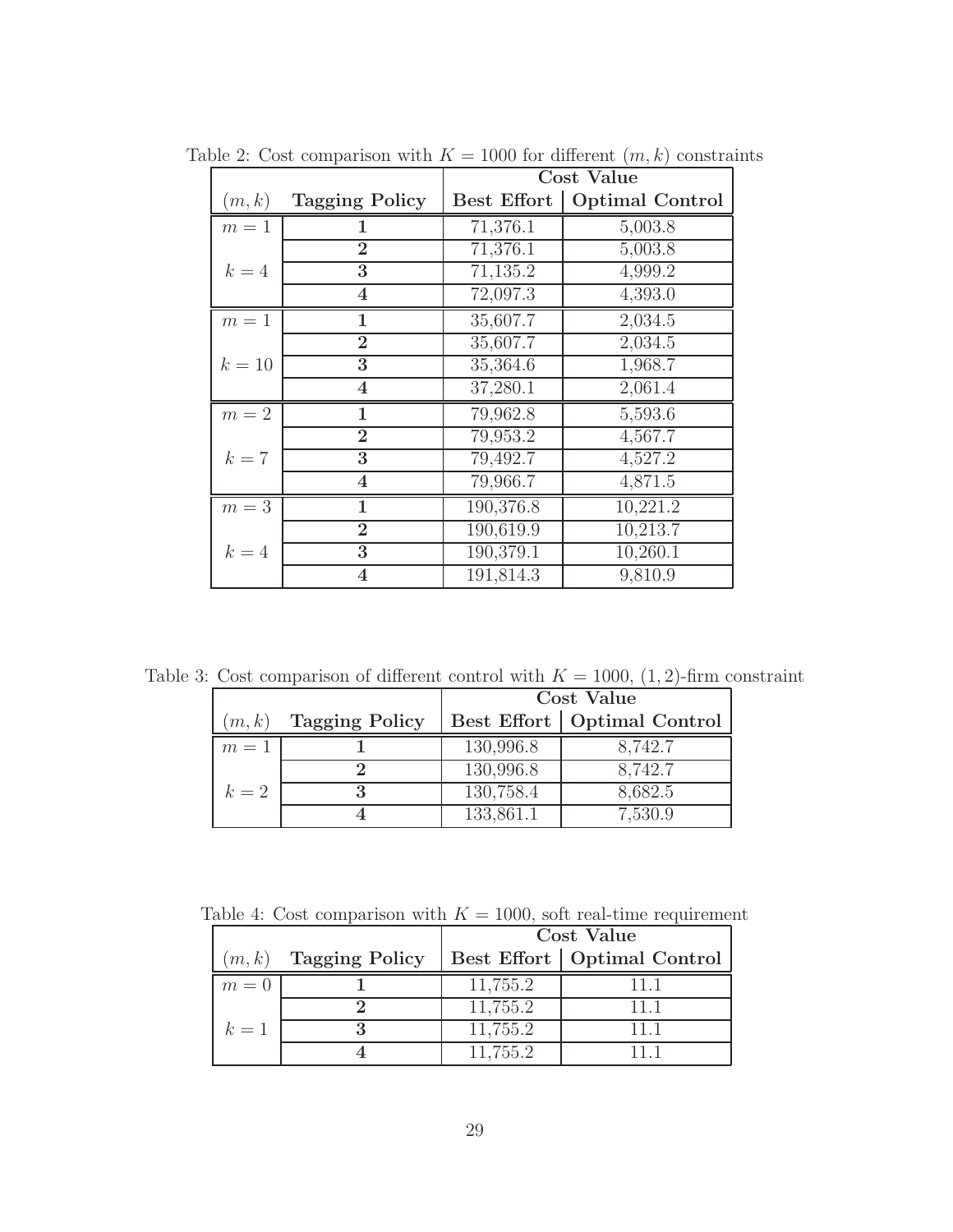Table 2: Cost comparison with $K = 1000$ for different $(m, k)$ constraints

| | | **Cost Value** | |
|---|---|---|---|
| $(m, k)$ | **Tagging Policy** | **Best Effort** | **Optimal Control** |
| $m = 1$ | **1** | 71,376.1 | 5,003.8 |
| | **2** | 71,376.1 | 5,003.8 |
| $k = 4$ | **3** | 71,135.2 | 4,999.2 |
| | **4** | 72,097.3 | 4,393.0 |
| $m = 1$ | **1** | 35,607.7 | 2,034.5 |
| | **2** | 35,607.7 | 2,034.5 |
| $k = 10$ | **3** | 35,364.6 | 1,968.7 |
| | **4** | 37,280.1 | 2,061.4 |
| $m = 2$ | **1** | 79,962.8 | 5,593.6 |
| | **2** | 79,953.2 | 4,567.7 |
| $k = 7$ | **3** | 79,492.7 | 4,527.2 |
| | **4** | 79,966.7 | 4,871.5 |
| $m = 3$ | **1** | 190,376.8 | 10,221.2 |
| | **2** | 190,619.9 | 10,213.7 |
| $k = 4$ | **3** | 190,379.1 | 10,260.1 |
| | **4** | 191,814.3 | 9,810.9 |

Table 3: Cost comparison of different control with $K = 1000$, $(1, 2)$-firm constraint

| | | **Cost Value** | |
|---|---|---|---|
| $(m, k)$ | **Tagging Policy** | **Best Effort** | **Optimal Control** |
| $m = 1$ | **1** | 130,996.8 | 8,742.7 |
| | **2** | 130,996.8 | 8,742.7 |
| $k = 2$ | **3** | 130,758.4 | 8,682.5 |
| | **4** | 133,861.1 | 7,530.9 |

Table 4: Cost comparison with $K = 1000$, soft real-time requirement

| | | **Cost Value** | |
|---|---|---|---|
| $(m, k)$ | **Tagging Policy** | **Best Effort** | **Optimal Control** |
| $m = 0$ | **1** | 11,755.2 | 11.1 |
| | **2** | 11,755.2 | 11.1 |
| $k = 1$ | **3** | 11,755.2 | 11.1 |
| | **4** | 11,755.2 | 11.1 |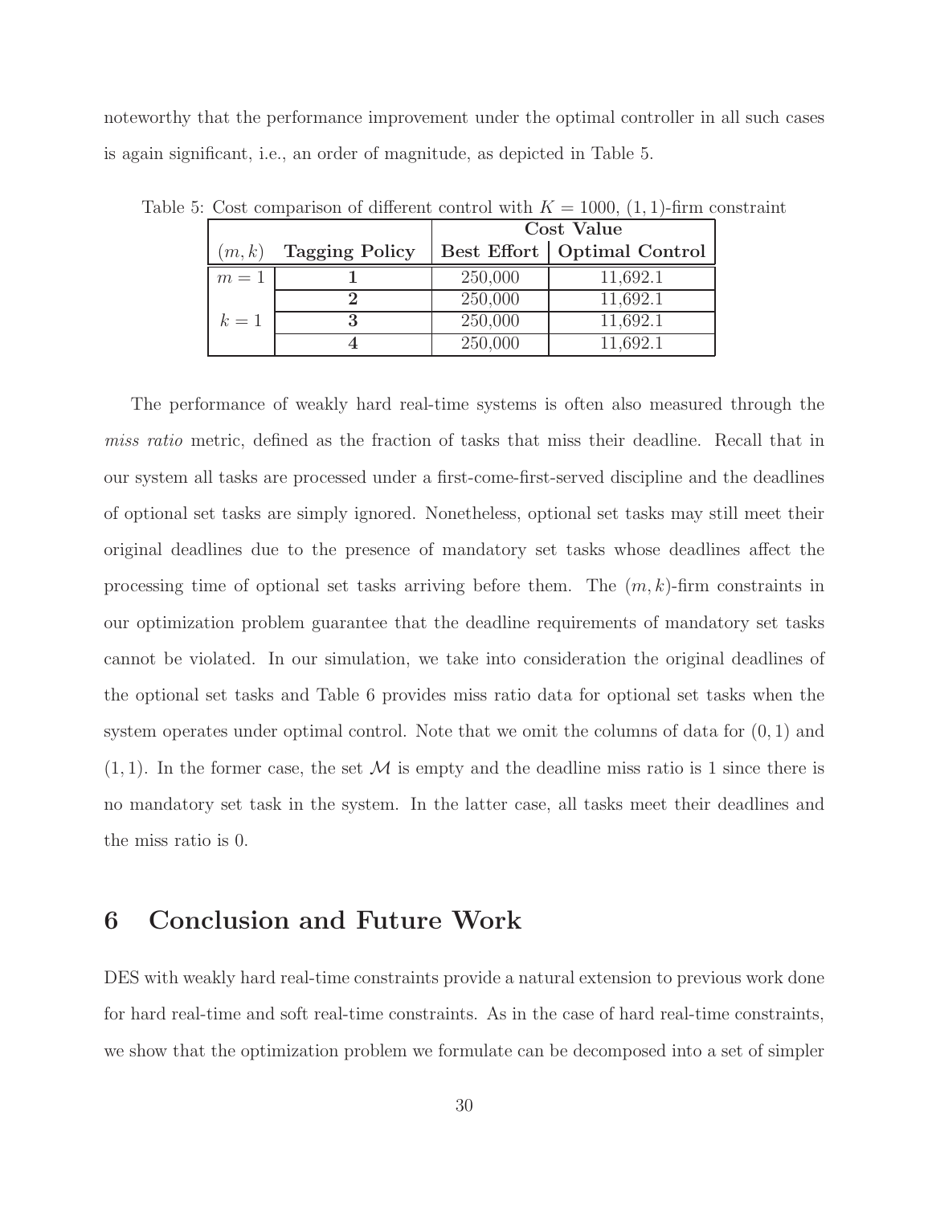noteworthy that the performance improvement under the optimal controller in all such cases is again significant, i.e., an order of magnitude, as depicted in Table 5.

Table 5: Cost comparison of different control with $K = 1000$, $(1, 1)$-firm constraint

| | | **Cost Value** | |
|---|---|---|---|
| $(m, k)$ | **Tagging Policy** | **Best Effort** | **Optimal Control** |
| $m = 1$ | **1** | 250,000 | 11,692.1 |
| | **2** | 250,000 | 11,692.1 |
| $k = 1$ | **3** | 250,000 | 11,692.1 |
| | **4** | 250,000 | 11,692.1 |

The performance of weakly hard real-time systems is often also measured through the *miss ratio* metric, defined as the fraction of tasks that miss their deadline. Recall that in our system all tasks are processed under a first-come-first-served discipline and the deadlines of optional set tasks are simply ignored. Nonetheless, optional set tasks may still meet their original deadlines due to the presence of mandatory set tasks whose deadlines affect the processing time of optional set tasks arriving before them. The $(m, k)$-firm constraints in our optimization problem guarantee that the deadline requirements of mandatory set tasks cannot be violated. In our simulation, we take into consideration the original deadlines of the optional set tasks and Table 6 provides miss ratio data for optional set tasks when the system operates under optimal control. Note that we omit the columns of data for $(0, 1)$ and $(1, 1)$. In the former case, the set $\mathcal{M}$ is empty and the deadline miss ratio is 1 since there is no mandatory set task in the system. In the latter case, all tasks meet their deadlines and the miss ratio is 0.

## 6 Conclusion and Future Work

DES with weakly hard real-time constraints provide a natural extension to previous work done for hard real-time and soft real-time constraints. As in the case of hard real-time constraints, we show that the optimization problem we formulate can be decomposed into a set of simpler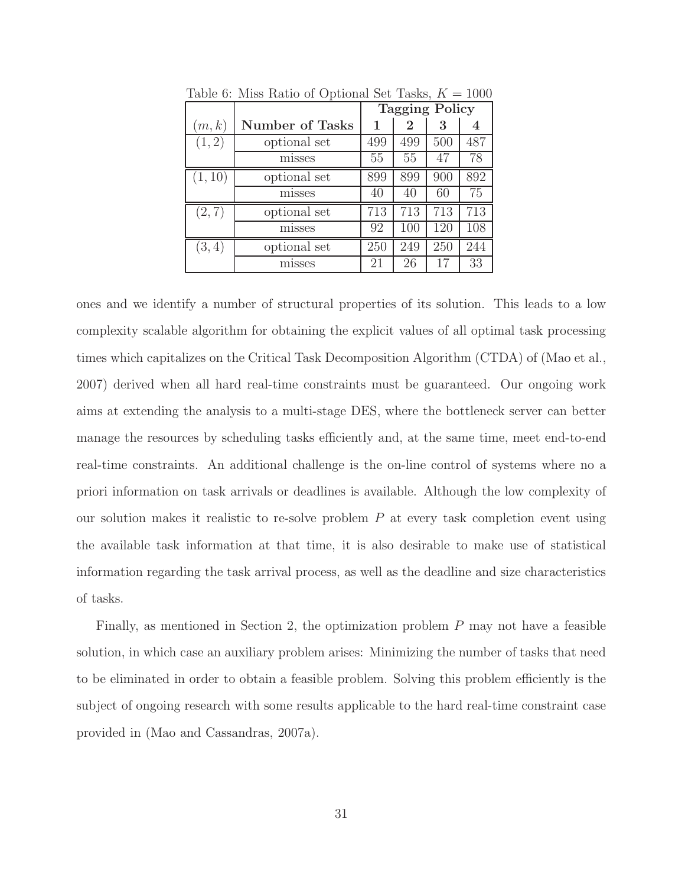Table 6: Miss Ratio of Optional Set Tasks, $K = 1000$

| $(m,k)$ | **Number of Tasks** | **Tagging Policy** | | | |
|---|---|---|---|---|---|
| | | **1** | **2** | **3** | **4** |
| $(1,2)$ | optional set | 499 | 499 | 500 | 487 |
| | misses | 55 | 55 | 47 | 78 |
| $(1,10)$ | optional set | 899 | 899 | 900 | 892 |
| | misses | 40 | 40 | 60 | 75 |
| $(2,7)$ | optional set | 713 | 713 | 713 | 713 |
| | misses | 92 | 100 | 120 | 108 |
| $(3,4)$ | optional set | 250 | 249 | 250 | 244 |
| | misses | 21 | 26 | 17 | 33 |

ones and we identify a number of structural properties of its solution. This leads to a low complexity scalable algorithm for obtaining the explicit values of all optimal task processing times which capitalizes on the Critical Task Decomposition Algorithm (CTDA) of (Mao et al., 2007) derived when all hard real-time constraints must be guaranteed. Our ongoing work aims at extending the analysis to a multi-stage DES, where the bottleneck server can better manage the resources by scheduling tasks efficiently and, at the same time, meet end-to-end real-time constraints. An additional challenge is the on-line control of systems where no a priori information on task arrivals or deadlines is available. Although the low complexity of our solution makes it realistic to re-solve problem $P$ at every task completion event using the available task information at that time, it is also desirable to make use of statistical information regarding the task arrival process, as well as the deadline and size characteristics of tasks.

Finally, as mentioned in Section 2, the optimization problem $P$ may not have a feasible solution, in which case an auxiliary problem arises: Minimizing the number of tasks that need to be eliminated in order to obtain a feasible problem. Solving this problem efficiently is the subject of ongoing research with some results applicable to the hard real-time constraint case provided in (Mao and Cassandras, 2007a).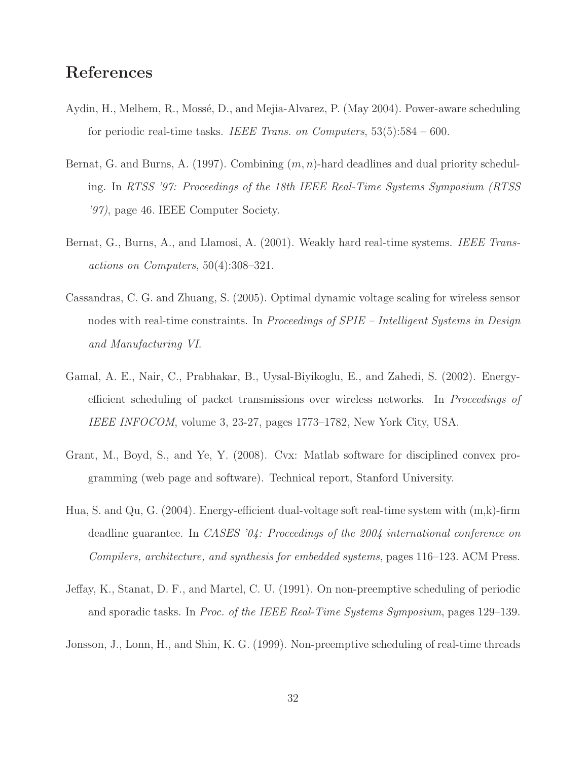# References

Aydin, H., Melhem, R., Mossé, D., and Mejia-Alvarez, P. (May 2004). Power-aware scheduling for periodic real-time tasks. *IEEE Trans. on Computers*, 53(5):584 – 600.

Bernat, G. and Burns, A. (1997). Combining $(m, n)$-hard deadlines and dual priority scheduling. In *RTSS '97: Proceedings of the 18th IEEE Real-Time Systems Symposium (RTSS '97)*, page 46. IEEE Computer Society.

Bernat, G., Burns, A., and Llamosi, A. (2001). Weakly hard real-time systems. *IEEE Transactions on Computers*, 50(4):308–321.

Cassandras, C. G. and Zhuang, S. (2005). Optimal dynamic voltage scaling for wireless sensor nodes with real-time constraints. In *Proceedings of SPIE – Intelligent Systems in Design and Manufacturing VI*.

Gamal, A. E., Nair, C., Prabhakar, B., Uysal-Biyikoglu, E., and Zahedi, S. (2002). Energy-efficient scheduling of packet transmissions over wireless networks. In *Proceedings of IEEE INFOCOM*, volume 3, 23-27, pages 1773–1782, New York City, USA.

Grant, M., Boyd, S., and Ye, Y. (2008). Cvx: Matlab software for disciplined convex programming (web page and software). Technical report, Stanford University.

Hua, S. and Qu, G. (2004). Energy-efficient dual-voltage soft real-time system with (m,k)-firm deadline guarantee. In *CASES '04: Proceedings of the 2004 international conference on Compilers, architecture, and synthesis for embedded systems*, pages 116–123. ACM Press.

Jeffay, K., Stanat, D. F., and Martel, C. U. (1991). On non-preemptive scheduling of periodic and sporadic tasks. In *Proc. of the IEEE Real-Time Systems Symposium*, pages 129–139.

Jonsson, J., Lonn, H., and Shin, K. G. (1999). Non-preemptive scheduling of real-time threads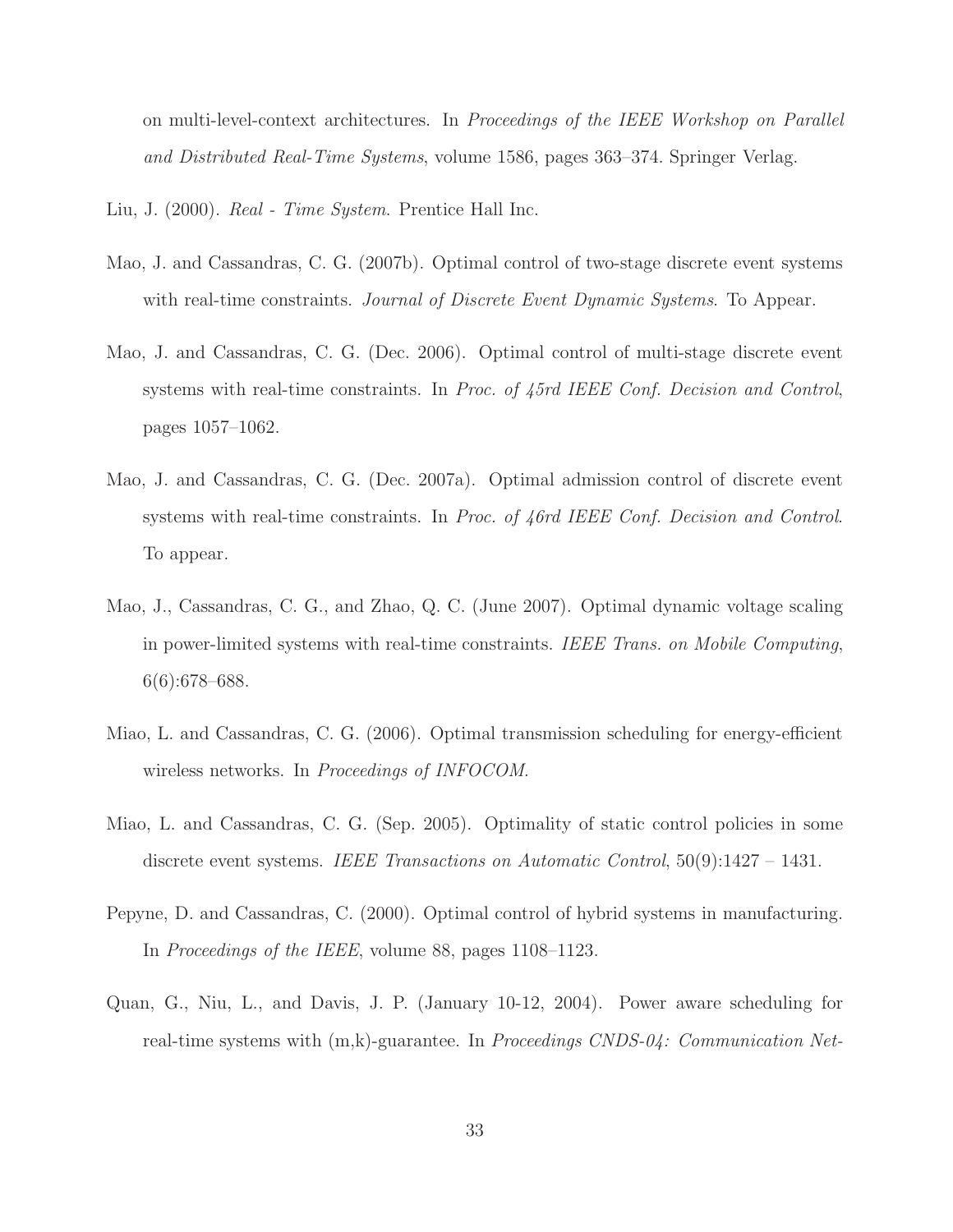on multi-level-context architectures. In *Proceedings of the IEEE Workshop on Parallel and Distributed Real-Time Systems*, volume 1586, pages 363–374. Springer Verlag.

Liu, J. (2000). *Real - Time System*. Prentice Hall Inc.

Mao, J. and Cassandras, C. G. (2007b). Optimal control of two-stage discrete event systems with real-time constraints. *Journal of Discrete Event Dynamic Systems*. To Appear.

Mao, J. and Cassandras, C. G. (Dec. 2006). Optimal control of multi-stage discrete event systems with real-time constraints. In *Proc. of 45rd IEEE Conf. Decision and Control*, pages 1057–1062.

Mao, J. and Cassandras, C. G. (Dec. 2007a). Optimal admission control of discrete event systems with real-time constraints. In *Proc. of 46rd IEEE Conf. Decision and Control*. To appear.

Mao, J., Cassandras, C. G., and Zhao, Q. C. (June 2007). Optimal dynamic voltage scaling in power-limited systems with real-time constraints. *IEEE Trans. on Mobile Computing*, 6(6):678–688.

Miao, L. and Cassandras, C. G. (2006). Optimal transmission scheduling for energy-efficient wireless networks. In *Proceedings of INFOCOM*.

Miao, L. and Cassandras, C. G. (Sep. 2005). Optimality of static control policies in some discrete event systems. *IEEE Transactions on Automatic Control*, 50(9):1427 – 1431.

Pepyne, D. and Cassandras, C. (2000). Optimal control of hybrid systems in manufacturing. In *Proceedings of the IEEE*, volume 88, pages 1108–1123.

Quan, G., Niu, L., and Davis, J. P. (January 10-12, 2004). Power aware scheduling for real-time systems with (m,k)-guarantee. In *Proceedings CNDS-04: Communication Net-*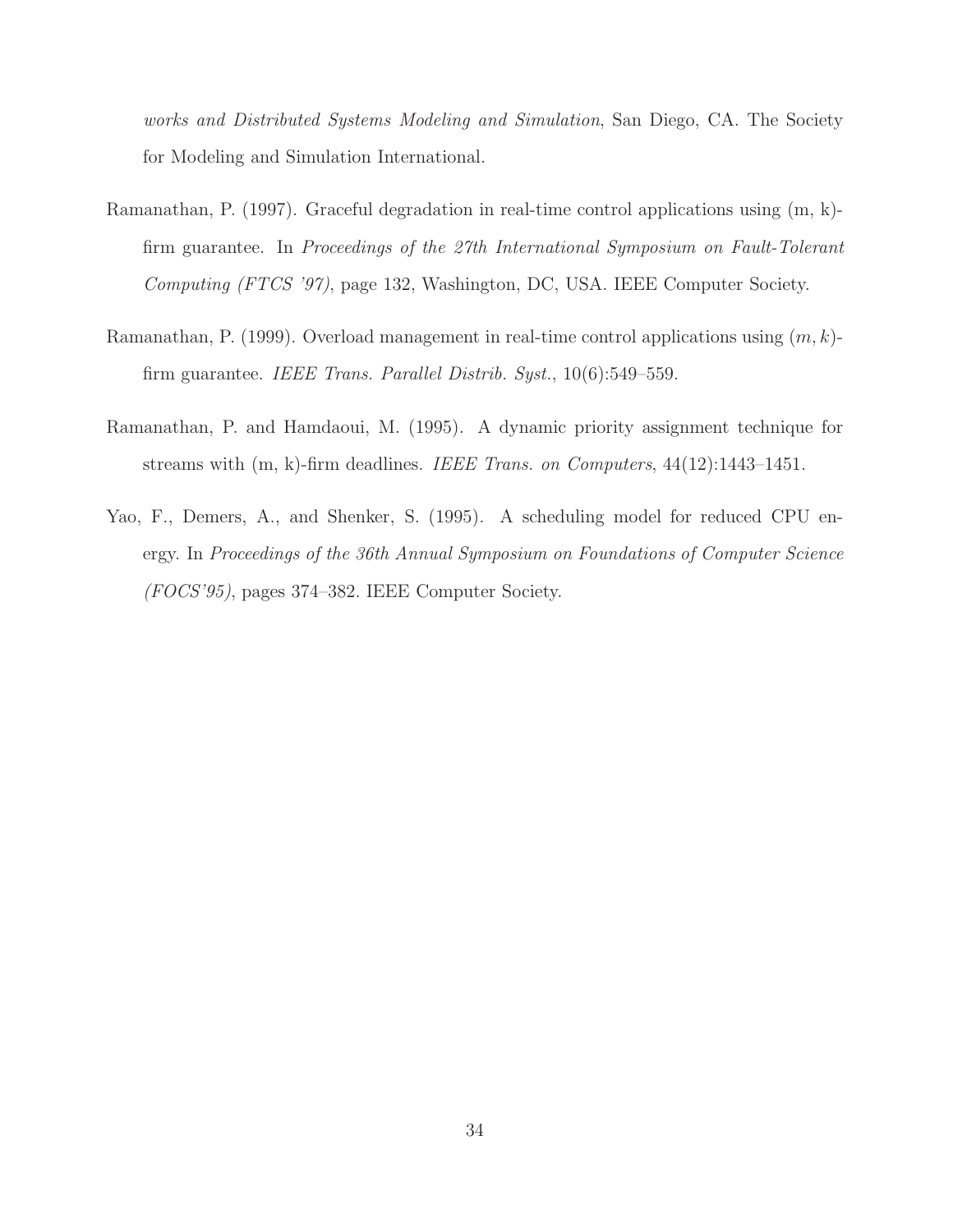*works and Distributed Systems Modeling and Simulation*, San Diego, CA. The Society for Modeling and Simulation International.

Ramanathan, P. (1997). Graceful degradation in real-time control applications using (m, k)-firm guarantee. In *Proceedings of the 27th International Symposium on Fault-Tolerant Computing (FTCS '97)*, page 132, Washington, DC, USA. IEEE Computer Society.

Ramanathan, P. (1999). Overload management in real-time control applications using $(m, k)$-firm guarantee. *IEEE Trans. Parallel Distrib. Syst.*, 10(6):549–559.

Ramanathan, P. and Hamdaoui, M. (1995). A dynamic priority assignment technique for streams with (m, k)-firm deadlines. *IEEE Trans. on Computers*, 44(12):1443–1451.

Yao, F., Demers, A., and Shenker, S. (1995). A scheduling model for reduced CPU energy. In *Proceedings of the 36th Annual Symposium on Foundations of Computer Science (FOCS'95)*, pages 374–382. IEEE Computer Society.